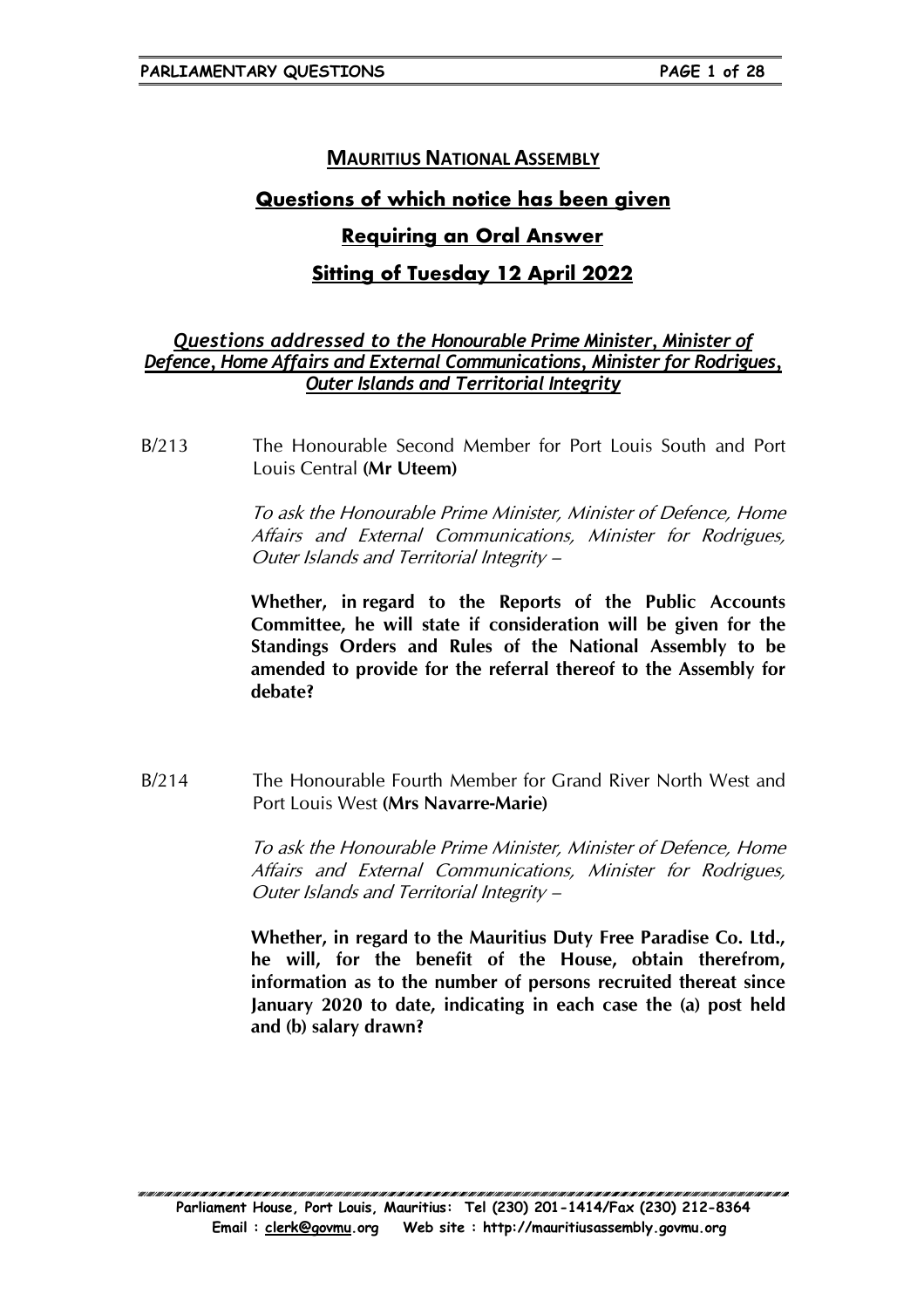# MAURITIUS NATIONAL ASSEMBLY

## Questions of which notice has been given

## Requiring an Oral Answer

## Sitting of Tuesday 12 April 2022

### *Questions addressed to the Honourable Prime Minister, Minister of Defence, Home Affairs and External Communications, Minister for Rodrigues, Outer Islands and Territorial Integrity*

B/213 The Honourable Second Member for Port Louis South and Port Louis Central **(Mr Uteem)**

*To ask the Honourable Prime Minister, Minister of Defence, Home Affairs and External Communications, Minister for Rodrigues, Outer Islands and Territorial Integrity –*

**Whether, in regard to the Reports of the Public Accounts Committee, he will state if consideration will be given for the Standings Orders and Rules of the National Assembly to be amended to provide for the referral thereof to the Assembly for debate?**

B/214 The Honourable Fourth Member for Grand River North West and Port Louis West **(Mrs Navarre-Marie)**

*To ask the Honourable Prime Minister, Minister of Defence, Home Affairs and External Communications, Minister for Rodrigues, Outer Islands and Territorial Integrity –*

**Whether, in regard to the Mauritius Duty Free Paradise Co. Ltd., he will, for the benefit of the House, obtain therefrom, information as to the number of persons recruited thereat since January 2020 to date, indicating in each case the (a) post held and (b) salary drawn?**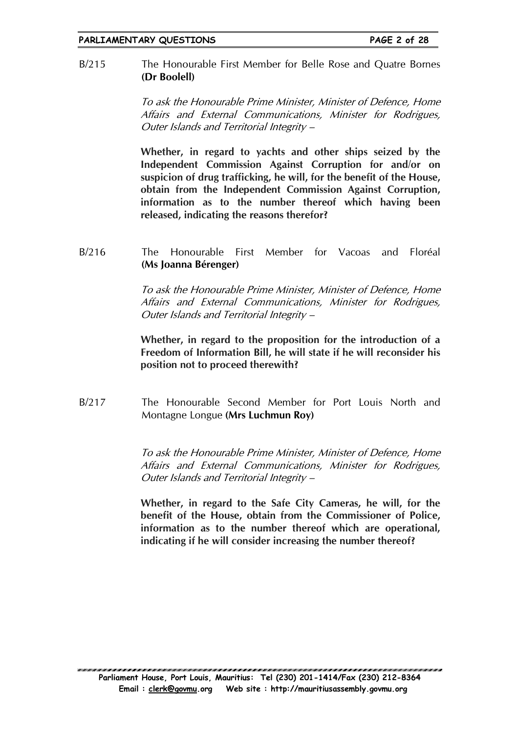B/215 The Honourable First Member for Belle Rose and Quatre Bornes **(Dr Boolell)**

*To ask the Honourable Prime Minister, Minister of Defence, Home Affairs and External Communications, Minister for Rodrigues, Outer Islands and Territorial Integrity –*

**Whether, in regard to yachts and other ships seized by the Independent Commission Against Corruption for and/or on suspicion of drug trafficking, he will, for the benefit of the House, obtain from the Independent Commission Against Corruption, information as to the number thereof which having been released, indicating the reasons therefor?**

B/216 The Honourable First Member for Vacoas and Floréal **(Ms Joanna Bérenger)**

*To ask the Honourable Prime Minister, Minister of Defence, Home Affairs and External Communications, Minister for Rodrigues, Outer Islands and Territorial Integrity –*

**Whether, in regard to the proposition for the introduction of a Freedom of Information Bill, he will state if he will reconsider his position not to proceed therewith?**

B/217 The Honourable Second Member for Port Louis North and Montagne Longue **(Mrs Luchmun Roy)**

*To ask the Honourable Prime Minister, Minister of Defence, Home Affairs and External Communications, Minister for Rodrigues, Outer Islands and Territorial Integrity –*

**Whether, in regard to the Safe City Cameras, he will, for the benefit of the House, obtain from the Commissioner of Police, information as to the number thereof which are operational, indicating if he will consider increasing the number thereof?**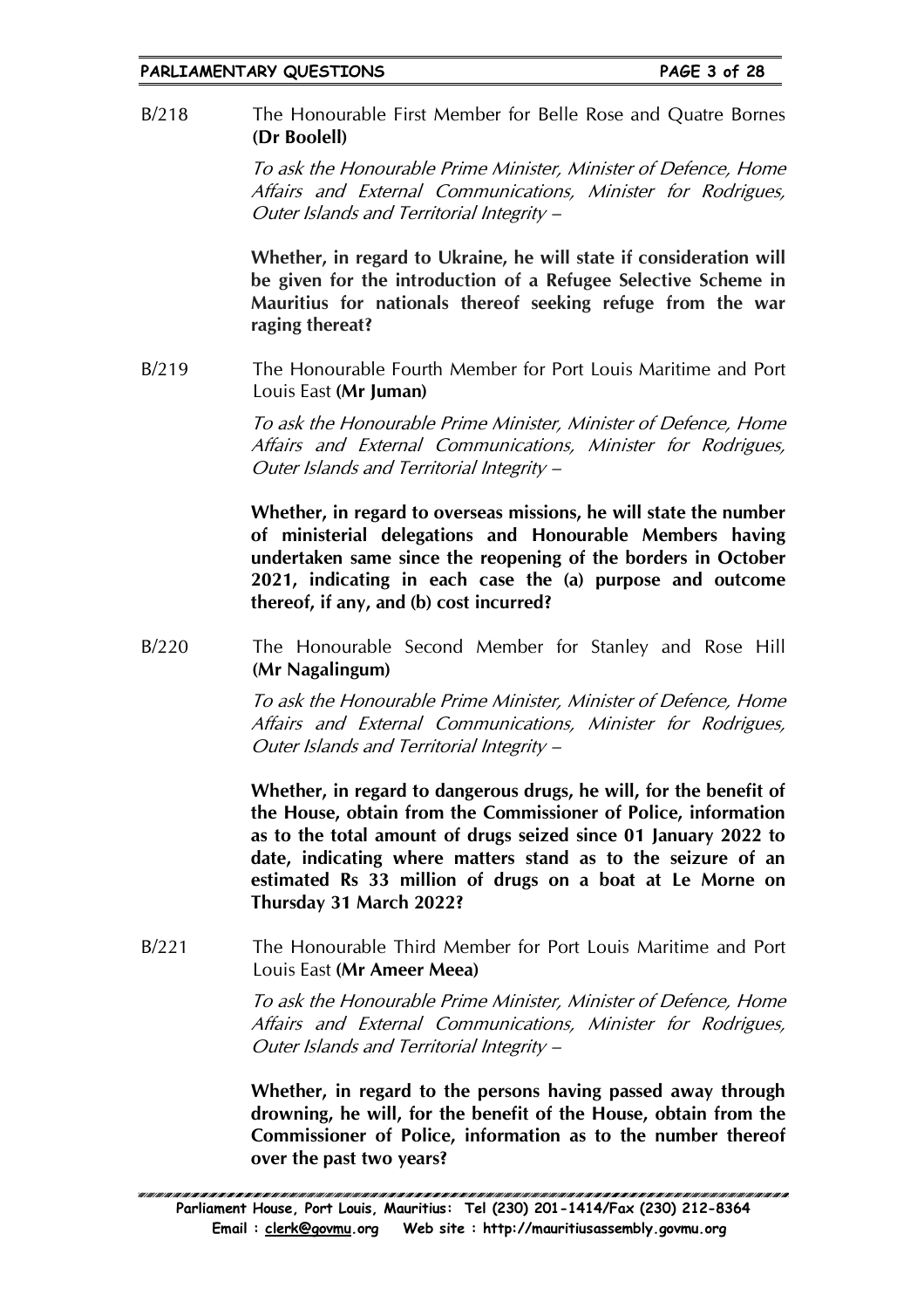B/218 The Honourable First Member for Belle Rose and Quatre Bornes **(Dr Boolell)**

*To ask the Honourable Prime Minister, Minister of Defence, Home Affairs and External Communications, Minister for Rodrigues, Outer Islands and Territorial Integrity –*

**Whether, in regard to Ukraine, he will state if consideration will be given for the introduction of a Refugee Selective Scheme in Mauritius for nationals thereof seeking refuge from the war raging thereat?**

B/219 The Honourable Fourth Member for Port Louis Maritime and Port Louis East **(Mr Juman)**

*To ask the Honourable Prime Minister, Minister of Defence, Home Affairs and External Communications, Minister for Rodrigues, Outer Islands and Territorial Integrity –*

**Whether, in regard to overseas missions, he will state the number of ministerial delegations and Honourable Members having undertaken same since the reopening of the borders in October 2021, indicating in each case the (a) purpose and outcome thereof, if any, and (b) cost incurred?**

B/220 The Honourable Second Member for Stanley and Rose Hill **(Mr Nagalingum)**

*To ask the Honourable Prime Minister, Minister of Defence, Home Affairs and External Communications, Minister for Rodrigues, Outer Islands and Territorial Integrity –*

**Whether, in regard to dangerous drugs, he will, for the benefit of the House, obtain from the Commissioner of Police, information as to the total amount of drugs seized since 01 January 2022 to date, indicating where matters stand as to the seizure of an estimated Rs 33 million of drugs on a boat at Le Morne on Thursday 31 March 2022?**

B/221 The Honourable Third Member for Port Louis Maritime and Port Louis East **(Mr Ameer Meea)**

*To ask the Honourable Prime Minister, Minister of Defence, Home Affairs and External Communications, Minister for Rodrigues, Outer Islands and Territorial Integrity –*

**Whether, in regard to the persons having passed away through drowning, he will, for the benefit of the House, obtain from the Commissioner of Police, information as to the number thereof over the past two years?**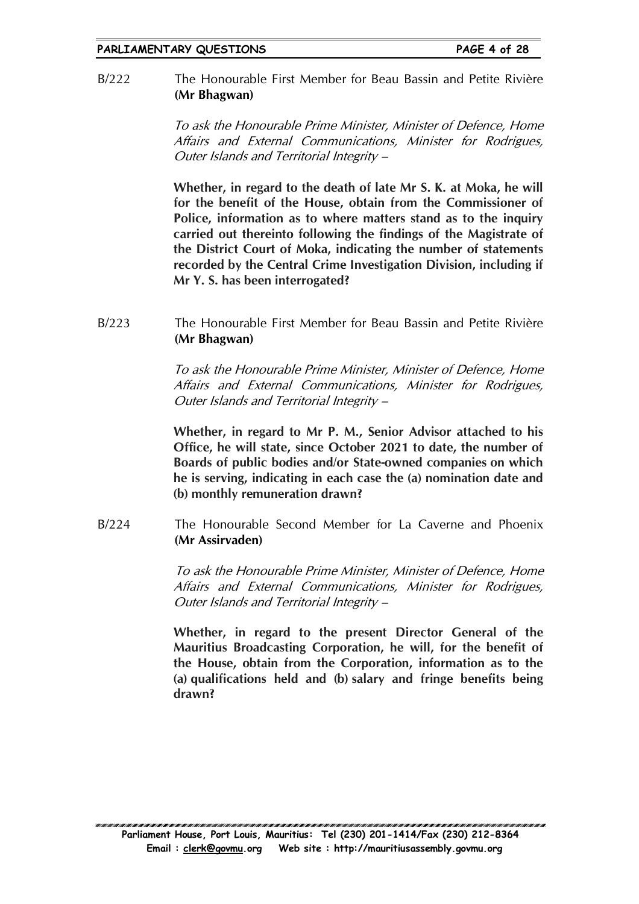B/222 The Honourable First Member for Beau Bassin and Petite Rivière **(Mr Bhagwan)**

*To ask the Honourable Prime Minister, Minister of Defence, Home Affairs and External Communications, Minister for Rodrigues, Outer Islands and Territorial Integrity –*

**Whether, in regard to the death of late Mr S. K. at Moka, he will for the benefit of the House, obtain from the Commissioner of Police, information as to where matters stand as to the inquiry carried out thereinto following the findings of the Magistrate of the District Court of Moka, indicating the number of statements recorded by the Central Crime Investigation Division, including if Mr Y. S. has been interrogated?**

B/223 The Honourable First Member for Beau Bassin and Petite Rivière **(Mr Bhagwan)**

*To ask the Honourable Prime Minister, Minister of Defence, Home Affairs and External Communications, Minister for Rodrigues, Outer Islands and Territorial Integrity –*

**Whether, in regard to Mr P. M., Senior Advisor attached to his Office, he will state, since October 2021 to date, the number of Boards of public bodies and/or State-owned companies on which he is serving, indicating in each case the (a) nomination date and (b) monthly remuneration drawn?**

B/224 The Honourable Second Member for La Caverne and Phoenix **(Mr Assirvaden)**

*To ask the Honourable Prime Minister, Minister of Defence, Home Affairs and External Communications, Minister for Rodrigues, Outer Islands and Territorial Integrity –*

**Whether, in regard to the present Director General of the Mauritius Broadcasting Corporation, he will, for the benefit of the House, obtain from the Corporation, information as to the (a) qualifications held and (b) salary and fringe benefits being drawn?**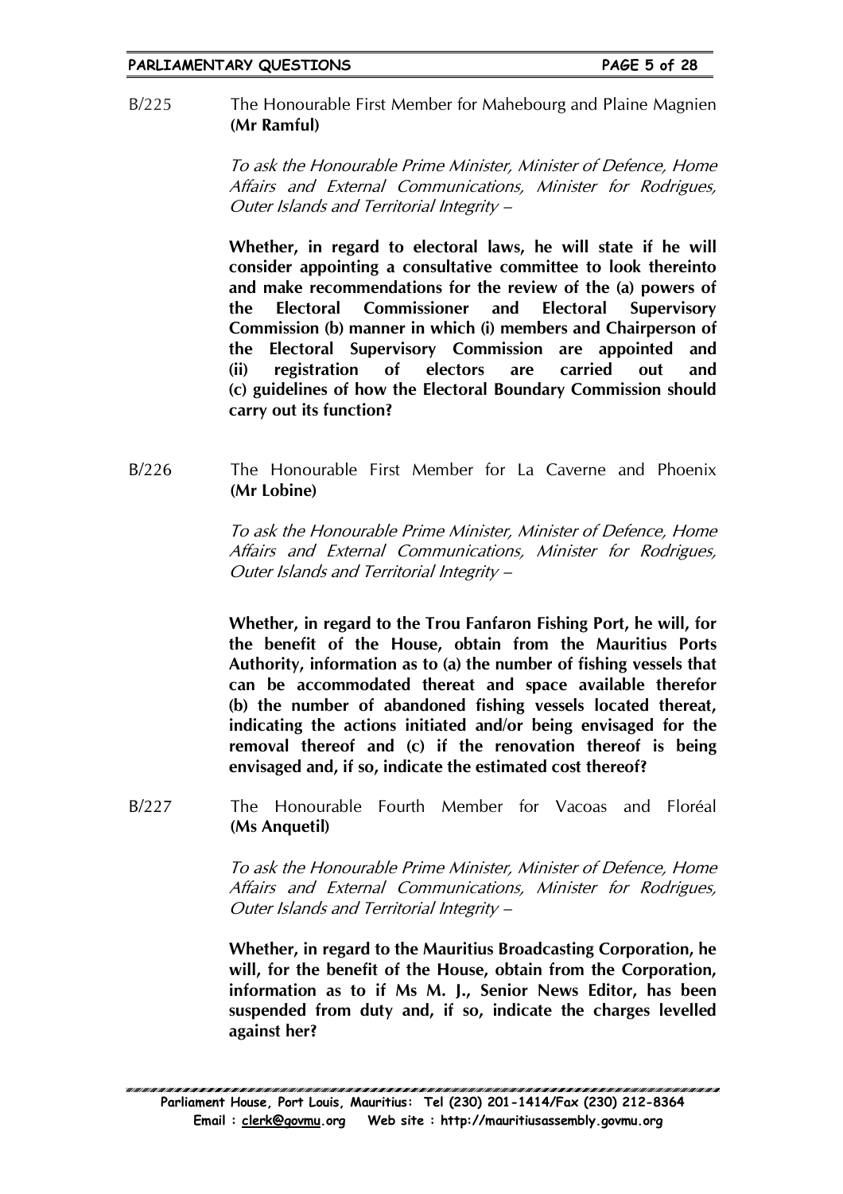B/225 The Honourable First Member for Mahebourg and Plaine Magnien **(Mr Ramful)**

*To ask the Honourable Prime Minister, Minister of Defence, Home Affairs and External Communications, Minister for Rodrigues, Outer Islands and Territorial Integrity –*

**Whether, in regard to electoral laws, he will state if he will consider appointing a consultative committee to look thereinto and make recommendations for the review of the (a) powers of the Electoral Commissioner and Electoral Supervisory Commission (b) manner in which (i) members and Chairperson of the Electoral Supervisory Commission are appointed and (ii) registration of electors are carried out and (c) guidelines of how the Electoral Boundary Commission should carry out its function?**

B/226 The Honourable First Member for La Caverne and Phoenix **(Mr Lobine)**

*To ask the Honourable Prime Minister, Minister of Defence, Home Affairs and External Communications, Minister for Rodrigues, Outer Islands and Territorial Integrity –*

**Whether, in regard to the Trou Fanfaron Fishing Port, he will, for the benefit of the House, obtain from the Mauritius Ports Authority, information as to (a) the number of fishing vessels that can be accommodated thereat and space available therefor (b) the number of abandoned fishing vessels located thereat, indicating the actions initiated and/or being envisaged for the removal thereof and (c) if the renovation thereof is being envisaged and, if so, indicate the estimated cost thereof?**

B/227 The Honourable Fourth Member for Vacoas and Floréal **(Ms Anquetil)**

*To ask the Honourable Prime Minister, Minister of Defence, Home Affairs and External Communications, Minister for Rodrigues, Outer Islands and Territorial Integrity –*

**Whether, in regard to the Mauritius Broadcasting Corporation, he will, for the benefit of the House, obtain from the Corporation, information as to if Ms M. J., Senior News Editor, has been suspended from duty and, if so, indicate the charges levelled against her?**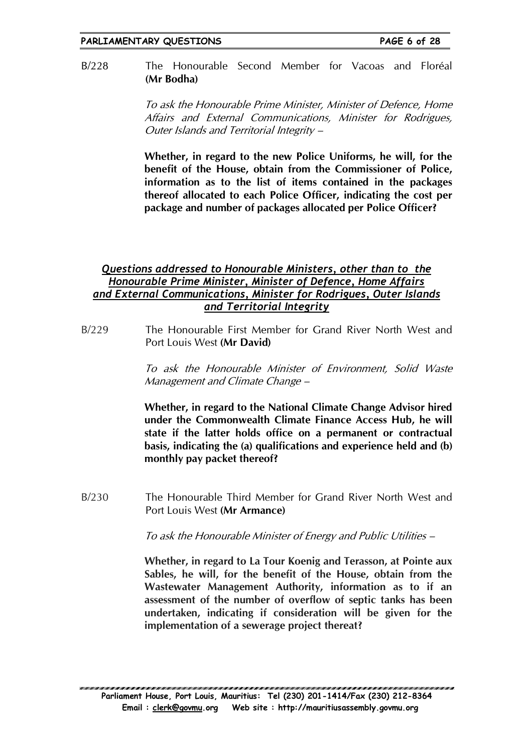B/228 The Honourable Second Member for Vacoas and Floréal **(Mr Bodha)**

*To ask the Honourable Prime Minister, Minister of Defence, Home Affairs and External Communications, Minister for Rodrigues, Outer Islands and Territorial Integrity –*

**Whether, in regard to the new Police Uniforms, he will, for the benefit of the House, obtain from the Commissioner of Police, information as to the list of items contained in the packages thereof allocated to each Police Officer, indicating the cost per package and number of packages allocated per Police Officer?**

## *Questions addressed to Honourable Ministers, other than to the Honourable Prime Minister, Minister of Defence, Home Affairs and External Communications, Minister for Rodrigues, Outer Islands and Territorial Integrity*

B/229 The Honourable First Member for Grand River North West and Port Louis West **(Mr David)**

*To ask the Honourable Minister of Environment, Solid Waste Management and Climate Change –*

**Whether, in regard to the National Climate Change Advisor hired under the Commonwealth Climate Finance Access Hub, he will state if the latter holds office on a permanent or contractual basis, indicating the (a) qualifications and experience held and (b) monthly pay packet thereof?**

B/230 The Honourable Third Member for Grand River North West and Port Louis West **(Mr Armance)**

*To ask the Honourable Minister of Energy and Public Utilities –*

**Whether, in regard to La Tour Koenig and Terasson, at Pointe aux Sables, he will, for the benefit of the House, obtain from the Wastewater Management Authority, information as to if an assessment of the number of overflow of septic tanks has been undertaken, indicating if consideration will be given for the implementation of a sewerage project thereat?**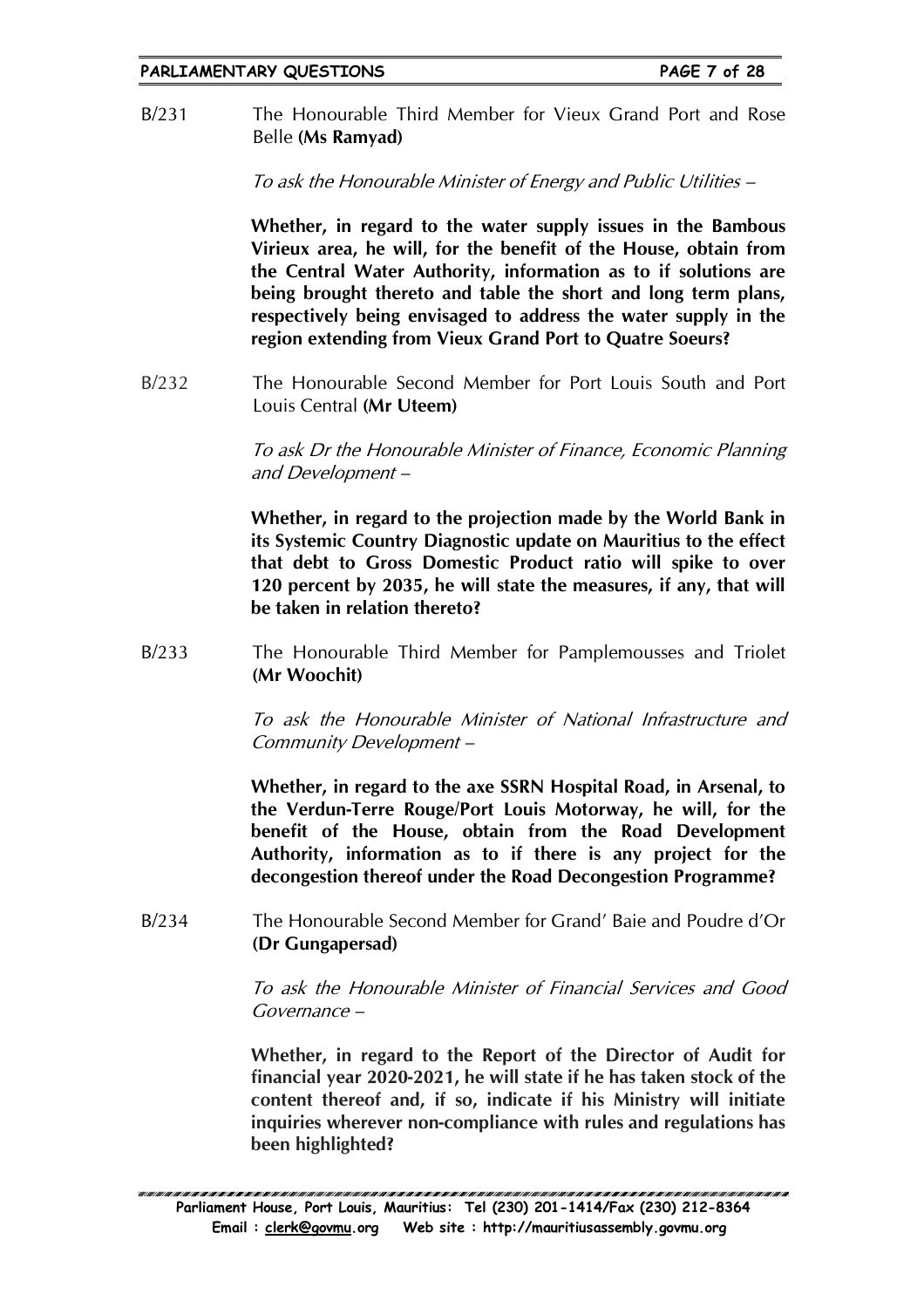B/231 The Honourable Third Member for Vieux Grand Port and Rose Belle **(Ms Ramyad)**

*To ask the Honourable Minister of Energy and Public Utilities –*

**Whether, in regard to the water supply issues in the Bambous Virieux area, he will, for the benefit of the House, obtain from the Central Water Authority, information as to if solutions are being brought thereto and table the short and long term plans, respectively being envisaged to address the water supply in the region extending from Vieux Grand Port to Quatre Soeurs?**

B/232 The Honourable Second Member for Port Louis South and Port Louis Central **(Mr Uteem)**

*To ask Dr the Honourable Minister of Finance, Economic Planning and Development –*

**Whether, in regard to the projection made by the World Bank in its Systemic Country Diagnostic update on Mauritius to the effect that debt to Gross Domestic Product ratio will spike to over 120 percent by 2035, he will state the measures, if any, that will be taken in relation thereto?**

B/233 The Honourable Third Member for Pamplemousses and Triolet **(Mr Woochit)**

*To ask the Honourable Minister of National Infrastructure and Community Development –*

**Whether, in regard to the axe SSRN Hospital Road, in Arsenal, to the Verdun-Terre Rouge/Port Louis Motorway, he will, for the benefit of the House, obtain from the Road Development Authority, information as to if there is any project for the decongestion thereof under the Road Decongestion Programme?**

B/234 The Honourable Second Member for Grand' Baie and Poudre d'Or **(Dr Gungapersad)**

*To ask the Honourable Minister of Financial Services and Good Governance –*

**Whether, in regard to the Report of the Director of Audit for financial year 2020-2021, he will state if he has taken stock of the content thereof and, if so, indicate if his Ministry will initiate inquiries wherever non-compliance with rules and regulations has been highlighted?**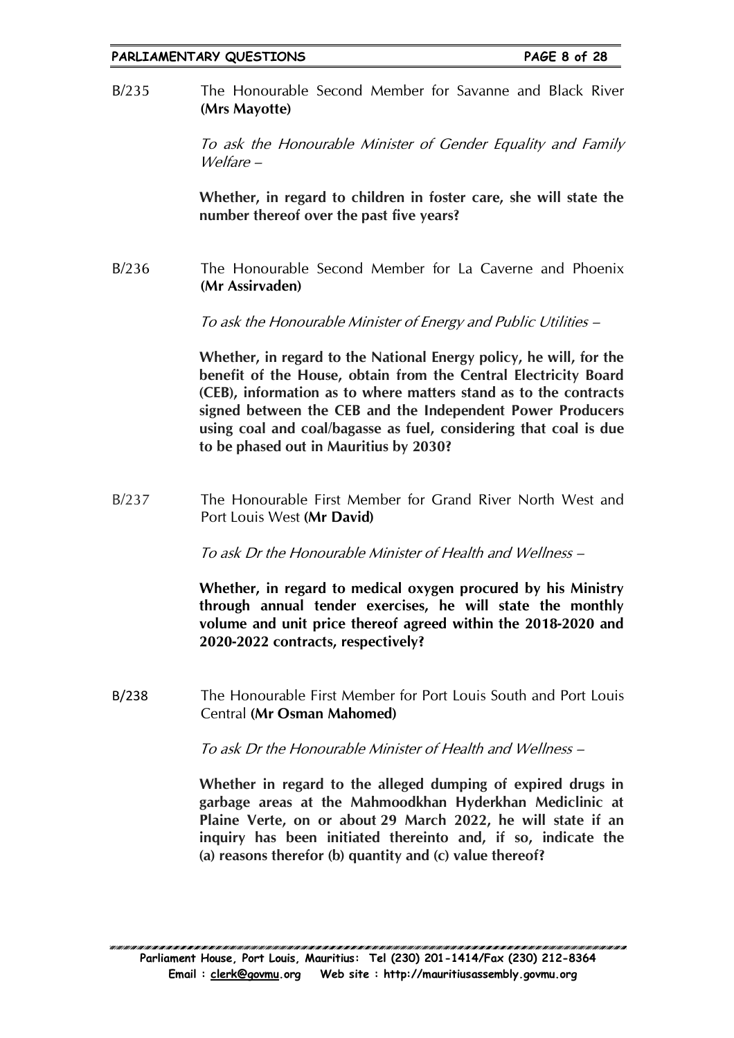B/235 The Honourable Second Member for Savanne and Black River **(Mrs Mayotte)**

*To ask the Honourable Minister of Gender Equality and Family Welfare –*

**Whether, in regard to children in foster care, she will state the number thereof over the past five years?**

B/236 The Honourable Second Member for La Caverne and Phoenix **(Mr Assirvaden)**

*To ask the Honourable Minister of Energy and Public Utilities –*

**Whether, in regard to the National Energy policy, he will, for the benefit of the House, obtain from the Central Electricity Board (CEB), information as to where matters stand as to the contracts signed between the CEB and the Independent Power Producers using coal and coal/bagasse as fuel, considering that coal is due to be phased out in Mauritius by 2030?**

B/237 The Honourable First Member for Grand River North West and Port Louis West **(Mr David)**

*To ask Dr the Honourable Minister of Health and Wellness –*

**Whether, in regard to medical oxygen procured by his Ministry through annual tender exercises, he will state the monthly volume and unit price thereof agreed within the 2018-2020 and 2020-2022 contracts, respectively?**

B/238 The Honourable First Member for Port Louis South and Port Louis Central **(Mr Osman Mahomed)**

*To ask Dr the Honourable Minister of Health and Wellness –*

**Whether in regard to the alleged dumping of expired drugs in garbage areas at the Mahmoodkhan Hyderkhan Mediclinic at Plaine Verte, on or about 29 March 2022, he will state if an inquiry has been initiated thereinto and, if so, indicate the (a) reasons therefor (b) quantity and (c) value thereof?**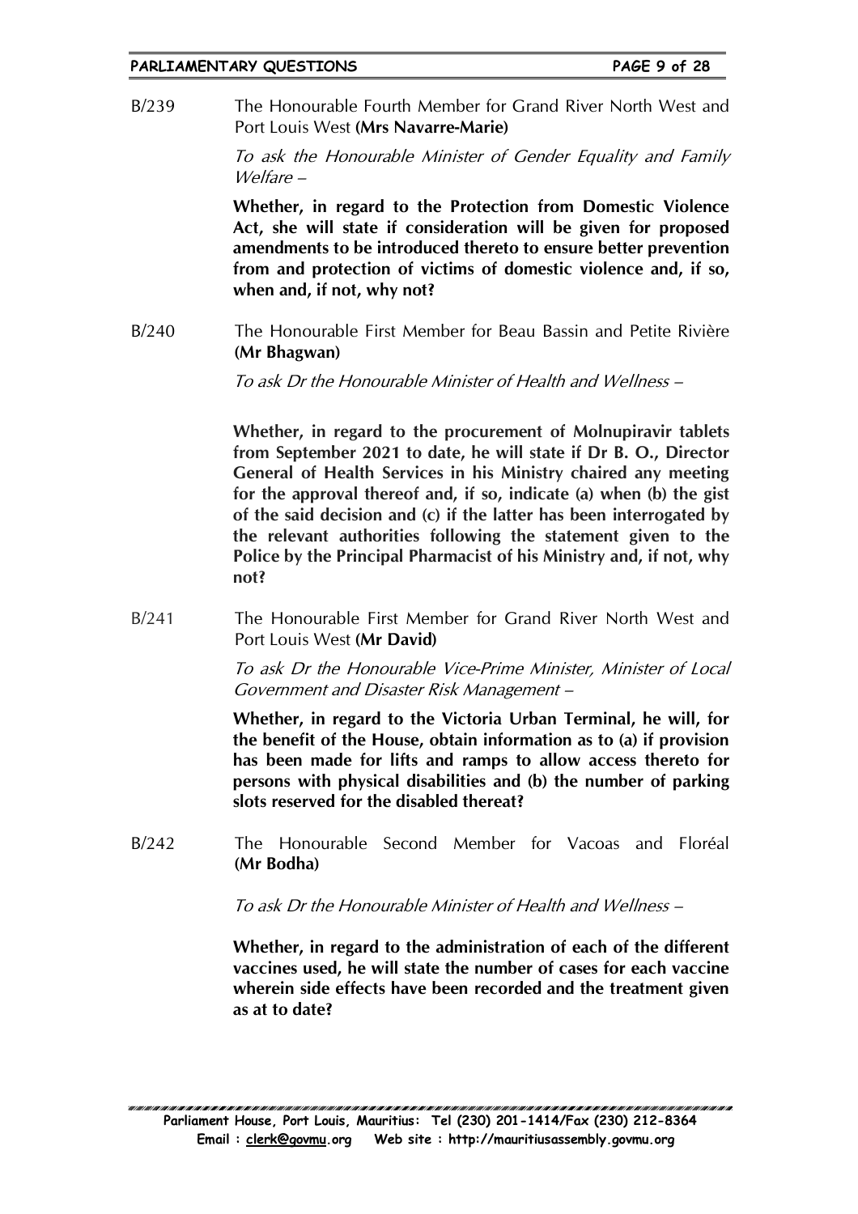B/239 The Honourable Fourth Member for Grand River North West and Port Louis West **(Mrs Navarre-Marie)**

*To ask the Honourable Minister of Gender Equality and Family Welfare –*

**Whether, in regard to the Protection from Domestic Violence Act, she will state if consideration will be given for proposed amendments to be introduced thereto to ensure better prevention from and protection of victims of domestic violence and, if so, when and, if not, why not?**

B/240 The Honourable First Member for Beau Bassin and Petite Rivière **(Mr Bhagwan)**

*To ask Dr the Honourable Minister of Health and Wellness –*

**Whether, in regard to the procurement of Molnupiravir tablets from September 2021 to date, he will state if Dr B. O., Director General of Health Services in his Ministry chaired any meeting for the approval thereof and, if so, indicate (a) when (b) the gist of the said decision and (c) if the latter has been interrogated by the relevant authorities following the statement given to the Police by the Principal Pharmacist of his Ministry and, if not, why not?**

B/241 The Honourable First Member for Grand River North West and Port Louis West **(Mr David)**

*To ask Dr the Honourable Vice-Prime Minister, Minister of Local Government and Disaster Risk Management –*

**Whether, in regard to the Victoria Urban Terminal, he will, for the benefit of the House, obtain information as to (a) if provision has been made for lifts and ramps to allow access thereto for persons with physical disabilities and (b) the number of parking slots reserved for the disabled thereat?**

B/242 The Honourable Second Member for Vacoas and Floréal **(Mr Bodha)**

*To ask Dr the Honourable Minister of Health and Wellness –*

**Whether, in regard to the administration of each of the different vaccines used, he will state the number of cases for each vaccine wherein side effects have been recorded and the treatment given as at to date?**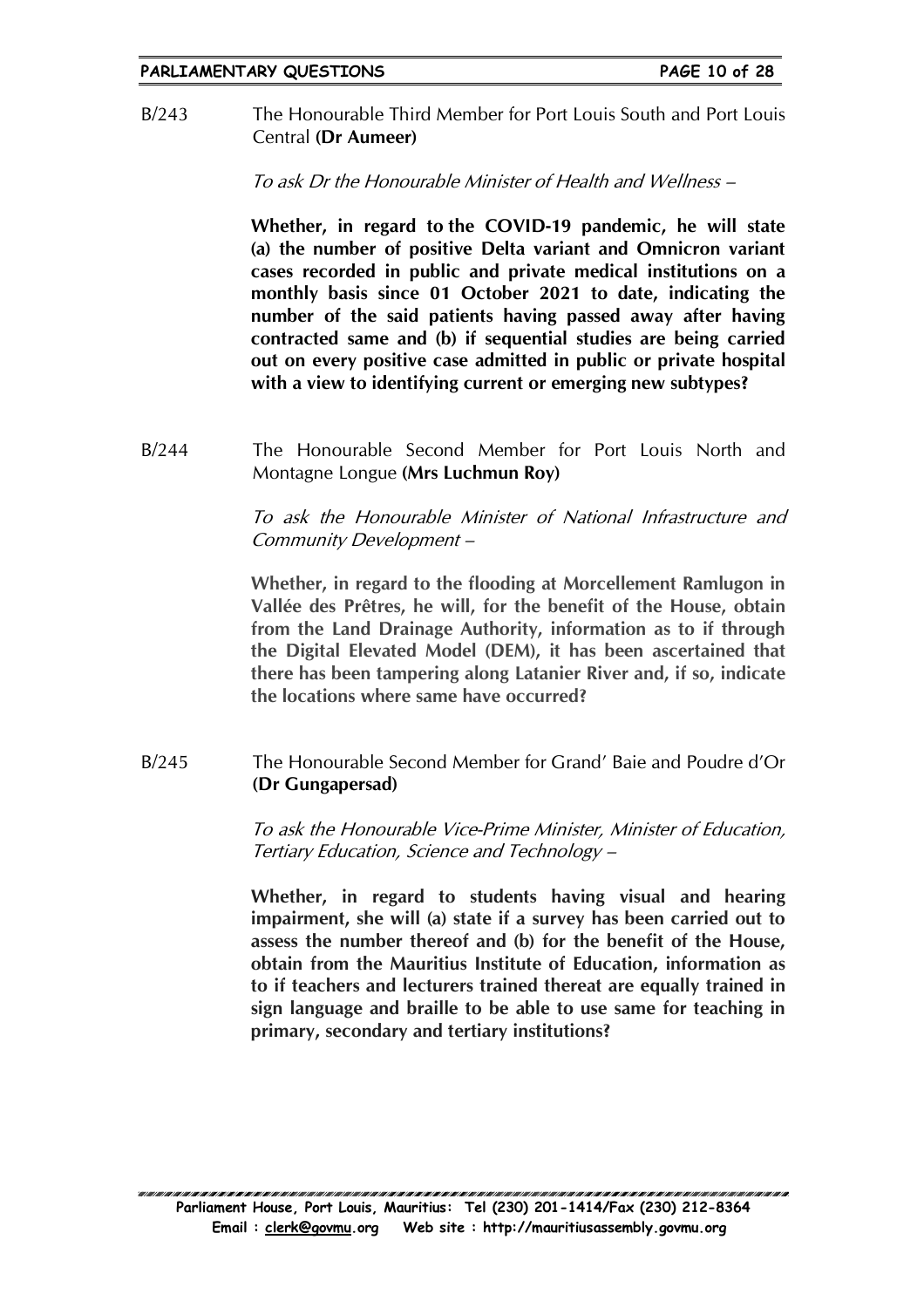B/243 The Honourable Third Member for Port Louis South and Port Louis Central **(Dr Aumeer)**

*To ask Dr the Honourable Minister of Health and Wellness –*

**Whether, in regard to the COVID-19 pandemic, he will state (a) the number of positive Delta variant and Omnicron variant cases recorded in public and private medical institutions on a monthly basis since 01 October 2021 to date, indicating the number of the said patients having passed away after having contracted same and (b) if sequential studies are being carried out on every positive case admitted in public or private hospital with a view to identifying current or emerging new subtypes?**

B/244 The Honourable Second Member for Port Louis North and Montagne Longue **(Mrs Luchmun Roy)**

*To ask the Honourable Minister of National Infrastructure and Community Development –*

**Whether, in regard to the flooding at Morcellement Ramlugon in Vallée des Prêtres, he will, for the benefit of the House, obtain from the Land Drainage Authority, information as to if through the Digital Elevated Model (DEM), it has been ascertained that there has been tampering along Latanier River and, if so, indicate the locations where same have occurred?**

B/245 The Honourable Second Member for Grand' Baie and Poudre d'Or **(Dr Gungapersad)**

*To ask the Honourable Vice-Prime Minister, Minister of Education, Tertiary Education, Science and Technology –*

**Whether, in regard to students having visual and hearing impairment, she will (a) state if a survey has been carried out to assess the number thereof and (b) for the benefit of the House, obtain from the Mauritius Institute of Education, information as to if teachers and lecturers trained thereat are equally trained in sign language and braille to be able to use same for teaching in primary, secondary and tertiary institutions?**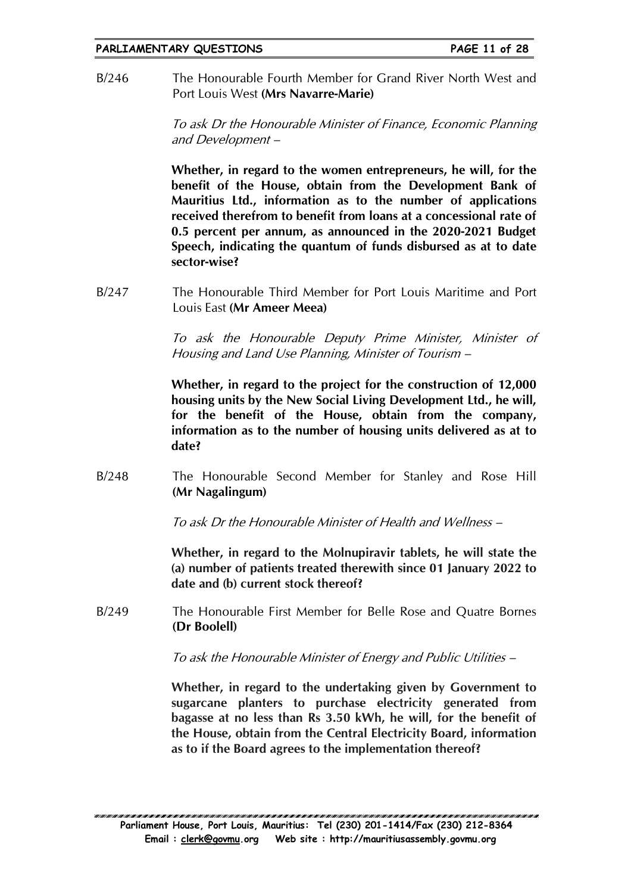B/246 The Honourable Fourth Member for Grand River North West and Port Louis West **(Mrs Navarre-Marie)**

*To ask Dr the Honourable Minister of Finance, Economic Planning and Development –*

**Whether, in regard to the women entrepreneurs, he will, for the benefit of the House, obtain from the Development Bank of Mauritius Ltd., information as to the number of applications received therefrom to benefit from loans at a concessional rate of 0.5 percent per annum, as announced in the 2020-2021 Budget Speech, indicating the quantum of funds disbursed as at to date sector-wise?**

B/247 The Honourable Third Member for Port Louis Maritime and Port Louis East **(Mr Ameer Meea)**

*To ask the Honourable Deputy Prime Minister, Minister of Housing and Land Use Planning, Minister of Tourism –*

**Whether, in regard to the project for the construction of 12,000 housing units by the New Social Living Development Ltd., he will, for the benefit of the House, obtain from the company, information as to the number of housing units delivered as at to date?**

B/248 The Honourable Second Member for Stanley and Rose Hill **(Mr Nagalingum)**

*To ask Dr the Honourable Minister of Health and Wellness –*

**Whether, in regard to the Molnupiravir tablets, he will state the (a) number of patients treated therewith since 01 January 2022 to date and (b) current stock thereof?**

B/249 The Honourable First Member for Belle Rose and Quatre Bornes **(Dr Boolell)**

*To ask the Honourable Minister of Energy and Public Utilities –*

**Whether, in regard to the undertaking given by Government to sugarcane planters to purchase electricity generated from bagasse at no less than Rs 3.50 kWh, he will, for the benefit of the House, obtain from the Central Electricity Board, information as to if the Board agrees to the implementation thereof?**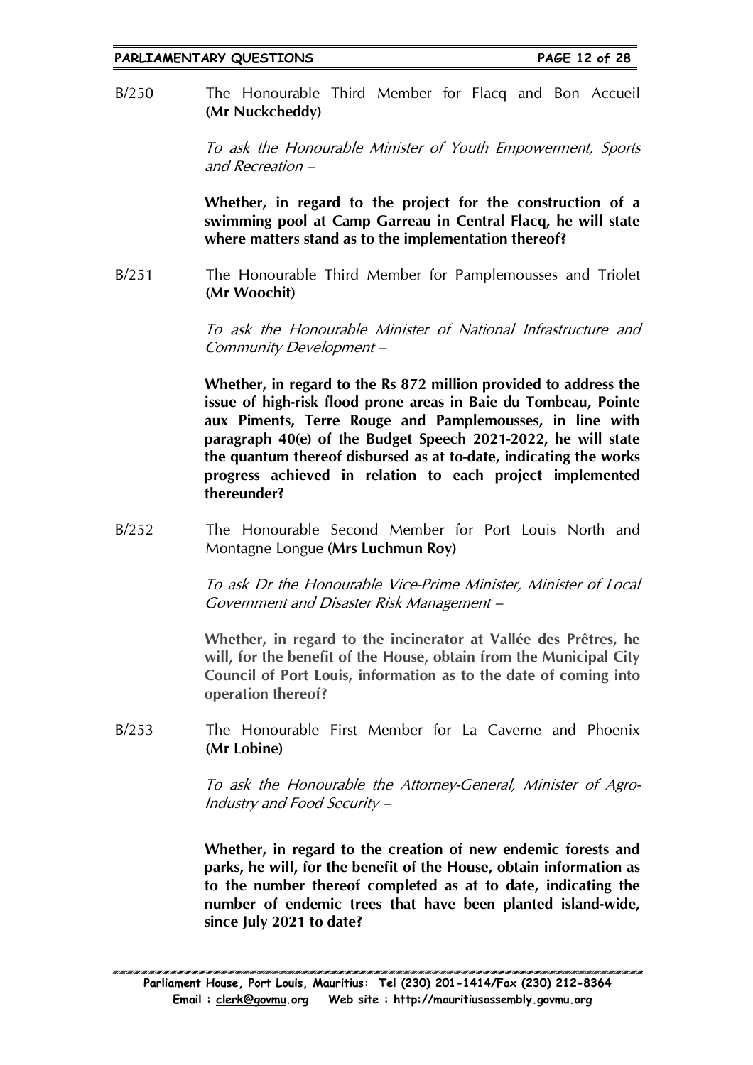B/250 The Honourable Third Member for Flacq and Bon Accueil **(Mr Nuckcheddy)**

*To ask the Honourable Minister of Youth Empowerment, Sports and Recreation –*

**Whether, in regard to the project for the construction of a swimming pool at Camp Garreau in Central Flacq, he will state where matters stand as to the implementation thereof?**

B/251 The Honourable Third Member for Pamplemousses and Triolet **(Mr Woochit)**

*To ask the Honourable Minister of National Infrastructure and Community Development –*

**Whether, in regard to the Rs 872 million provided to address the issue of high-risk flood prone areas in Baie du Tombeau, Pointe aux Piments, Terre Rouge and Pamplemousses, in line with paragraph 40(e) of the Budget Speech 2021-2022, he will state the quantum thereof disbursed as at to-date, indicating the works progress achieved in relation to each project implemented thereunder?**

B/252 The Honourable Second Member for Port Louis North and Montagne Longue **(Mrs Luchmun Roy)**

*To ask Dr the Honourable Vice-Prime Minister, Minister of Local Government and Disaster Risk Management –*

**Whether, in regard to the incinerator at Vallée des Prêtres, he will, for the benefit of the House, obtain from the Municipal City Council of Port Louis, information as to the date of coming into operation thereof?**

B/253 The Honourable First Member for La Caverne and Phoenix **(Mr Lobine)**

*To ask the Honourable the Attorney-General, Minister of Agro-Industry and Food Security –*

**Whether, in regard to the creation of new endemic forests and parks, he will, for the benefit of the House, obtain information as to the number thereof completed as at to date, indicating the number of endemic trees that have been planted island-wide, since July 2021 to date?**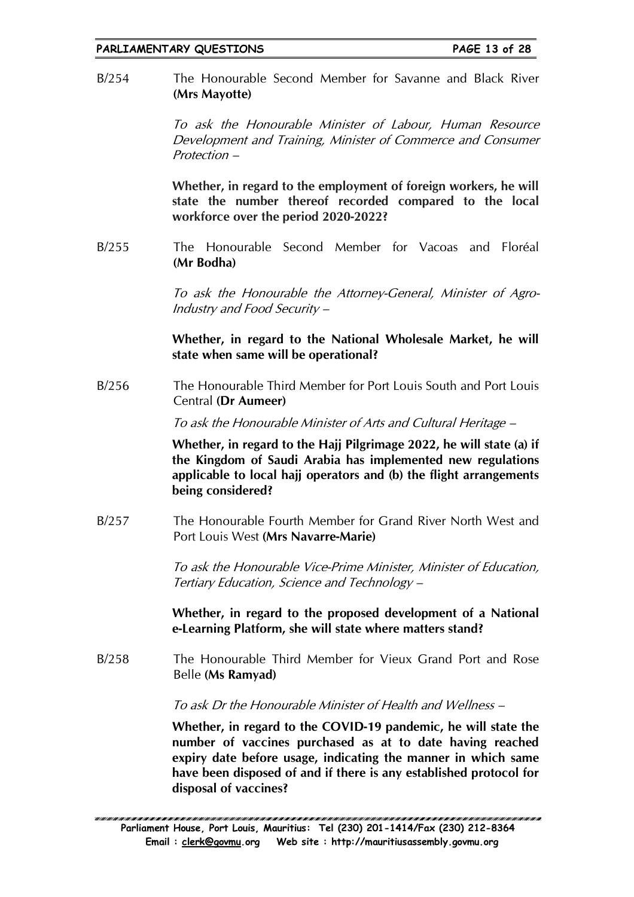B/254 The Honourable Second Member for Savanne and Black River **(Mrs Mayotte)**

*To ask the Honourable Minister of Labour, Human Resource Development and Training, Minister of Commerce and Consumer Protection –*

**Whether, in regard to the employment of foreign workers, he will state the number thereof recorded compared to the local workforce over the period 2020-2022?**

B/255 The Honourable Second Member for Vacoas and Floréal **(Mr Bodha)**

*To ask the Honourable the Attorney-General, Minister of Agro-Industry and Food Security –*

**Whether, in regard to the National Wholesale Market, he will state when same will be operational?**

B/256 The Honourable Third Member for Port Louis South and Port Louis Central **(Dr Aumeer)**

*To ask the Honourable Minister of Arts and Cultural Heritage –*

**Whether, in regard to the Hajj Pilgrimage 2022, he will state (a) if the Kingdom of Saudi Arabia has implemented new regulations applicable to local hajj operators and (b) the flight arrangements being considered?**

B/257 The Honourable Fourth Member for Grand River North West and Port Louis West **(Mrs Navarre-Marie)**

*To ask the Honourable Vice-Prime Minister, Minister of Education, Tertiary Education, Science and Technology –*

**Whether, in regard to the proposed development of a National e-Learning Platform, she will state where matters stand?**

B/258 The Honourable Third Member for Vieux Grand Port and Rose Belle **(Ms Ramyad)**

*To ask Dr the Honourable Minister of Health and Wellness –*

**Whether, in regard to the COVID-19 pandemic, he will state the number of vaccines purchased as at to date having reached expiry date before usage, indicating the manner in which same have been disposed of and if there is any established protocol for disposal of vaccines?**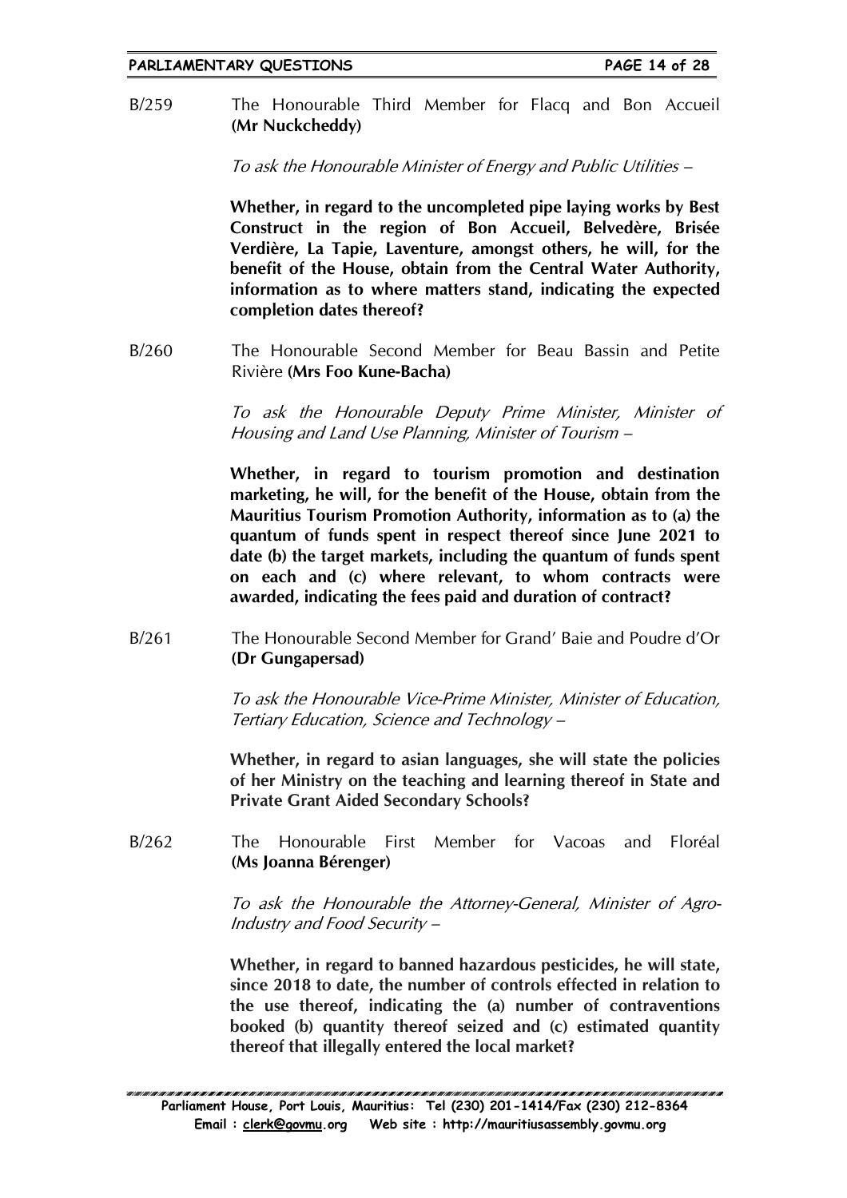B/259 The Honourable Third Member for Flacq and Bon Accueil **(Mr Nuckcheddy)**

*To ask the Honourable Minister of Energy and Public Utilities –*

**Whether, in regard to the uncompleted pipe laying works by Best Construct in the region of Bon Accueil, Belvedère, Brisée Verdière, La Tapie, Laventure, amongst others, he will, for the benefit of the House, obtain from the Central Water Authority, information as to where matters stand, indicating the expected completion dates thereof?**

B/260 The Honourable Second Member for Beau Bassin and Petite Rivière **(Mrs Foo Kune-Bacha)**

*To ask the Honourable Deputy Prime Minister, Minister of Housing and Land Use Planning, Minister of Tourism –*

**Whether, in regard to tourism promotion and destination marketing, he will, for the benefit of the House, obtain from the Mauritius Tourism Promotion Authority, information as to (a) the quantum of funds spent in respect thereof since June 2021 to date (b) the target markets, including the quantum of funds spent on each and (c) where relevant, to whom contracts were awarded, indicating the fees paid and duration of contract?**

B/261 The Honourable Second Member for Grand' Baie and Poudre d'Or **(Dr Gungapersad)**

*To ask the Honourable Vice-Prime Minister, Minister of Education, Tertiary Education, Science and Technology –*

**Whether, in regard to asian languages, she will state the policies of her Ministry on the teaching and learning thereof in State and Private Grant Aided Secondary Schools?**

B/262 The Honourable First Member for Vacoas and Floréal **(Ms Joanna Bérenger)**

*To ask the Honourable the Attorney-General, Minister of Agro-Industry and Food Security –*

**Whether, in regard to banned hazardous pesticides, he will state, since 2018 to date, the number of controls effected in relation to the use thereof, indicating the (a) number of contraventions booked (b) quantity thereof seized and (c) estimated quantity thereof that illegally entered the local market?**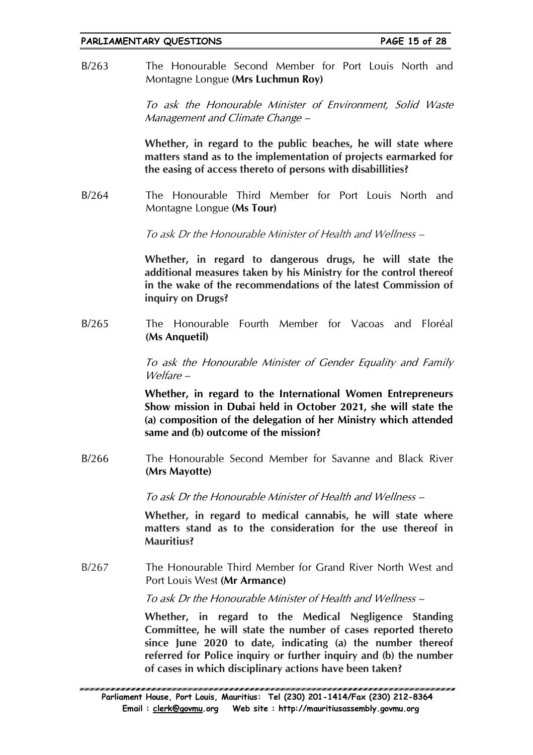B/263 The Honourable Second Member for Port Louis North and Montagne Longue **(Mrs Luchmun Roy)**

*To ask the Honourable Minister of Environment, Solid Waste Management and Climate Change –*

**Whether, in regard to the public beaches, he will state where matters stand as to the implementation of projects earmarked for the easing of access thereto of persons with disabillities?**

B/264 The Honourable Third Member for Port Louis North and Montagne Longue **(Ms Tour)**

*To ask Dr the Honourable Minister of Health and Wellness –*

**Whether, in regard to dangerous drugs, he will state the additional measures taken by his Ministry for the control thereof in the wake of the recommendations of the latest Commission of inquiry on Drugs?**

B/265 The Honourable Fourth Member for Vacoas and Floréal **(Ms Anquetil)**

*To ask the Honourable Minister of Gender Equality and Family Welfare –*

**Whether, in regard to the International Women Entrepreneurs Show mission in Dubai held in October 2021, she will state the (a) composition of the delegation of her Ministry which attended same and (b) outcome of the mission?**

B/266 The Honourable Second Member for Savanne and Black River **(Mrs Mayotte)**

*To ask Dr the Honourable Minister of Health and Wellness –*

**Whether, in regard to medical cannabis, he will state where matters stand as to the consideration for the use thereof in Mauritius?**

B/267 The Honourable Third Member for Grand River North West and Port Louis West **(Mr Armance)**

*To ask Dr the Honourable Minister of Health and Wellness –*

**Whether, in regard to the Medical Negligence Standing Committee, he will state the number of cases reported thereto since June 2020 to date, indicating (a) the number thereof referred for Police inquiry or further inquiry and (b) the number of cases in which disciplinary actions have been taken?**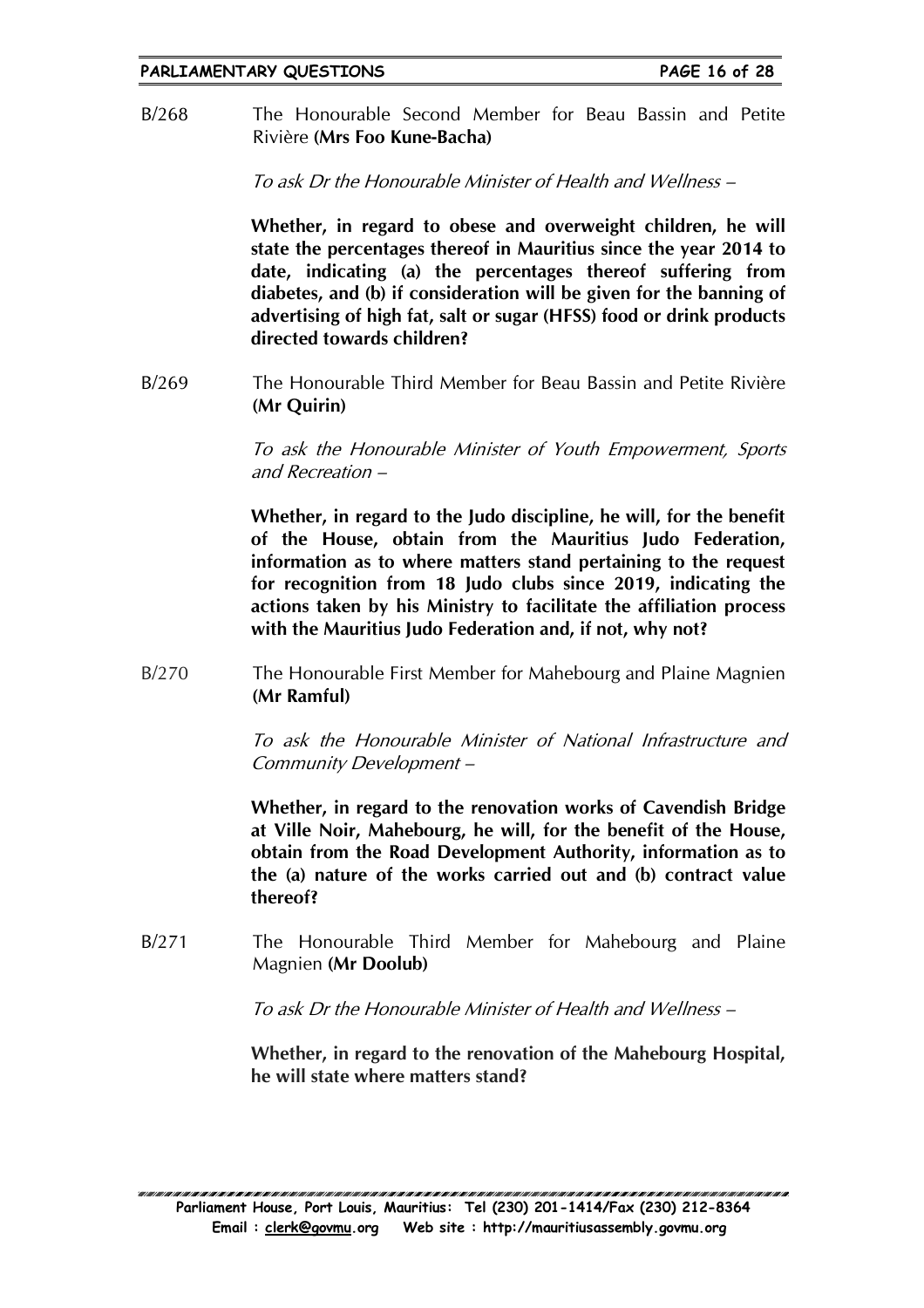B/268 The Honourable Second Member for Beau Bassin and Petite Rivière **(Mrs Foo Kune-Bacha)**

*To ask Dr the Honourable Minister of Health and Wellness –*

**Whether, in regard to obese and overweight children, he will state the percentages thereof in Mauritius since the year 2014 to date, indicating (a) the percentages thereof suffering from diabetes, and (b) if consideration will be given for the banning of advertising of high fat, salt or sugar (HFSS) food or drink products directed towards children?**

B/269 The Honourable Third Member for Beau Bassin and Petite Rivière **(Mr Quirin)**

*To ask the Honourable Minister of Youth Empowerment, Sports and Recreation –*

**Whether, in regard to the Judo discipline, he will, for the benefit of the House, obtain from the Mauritius Judo Federation, information as to where matters stand pertaining to the request for recognition from 18 Judo clubs since 2019, indicating the actions taken by his Ministry to facilitate the affiliation process with the Mauritius Judo Federation and, if not, why not?**

B/270 The Honourable First Member for Mahebourg and Plaine Magnien **(Mr Ramful)**

*To ask the Honourable Minister of National Infrastructure and Community Development –*

**Whether, in regard to the renovation works of Cavendish Bridge at Ville Noir, Mahebourg, he will, for the benefit of the House, obtain from the Road Development Authority, information as to the (a) nature of the works carried out and (b) contract value thereof?**

B/271 The Honourable Third Member for Mahebourg and Plaine Magnien **(Mr Doolub)**

*To ask Dr the Honourable Minister of Health and Wellness –*

**Whether, in regard to the renovation of the Mahebourg Hospital, he will state where matters stand?**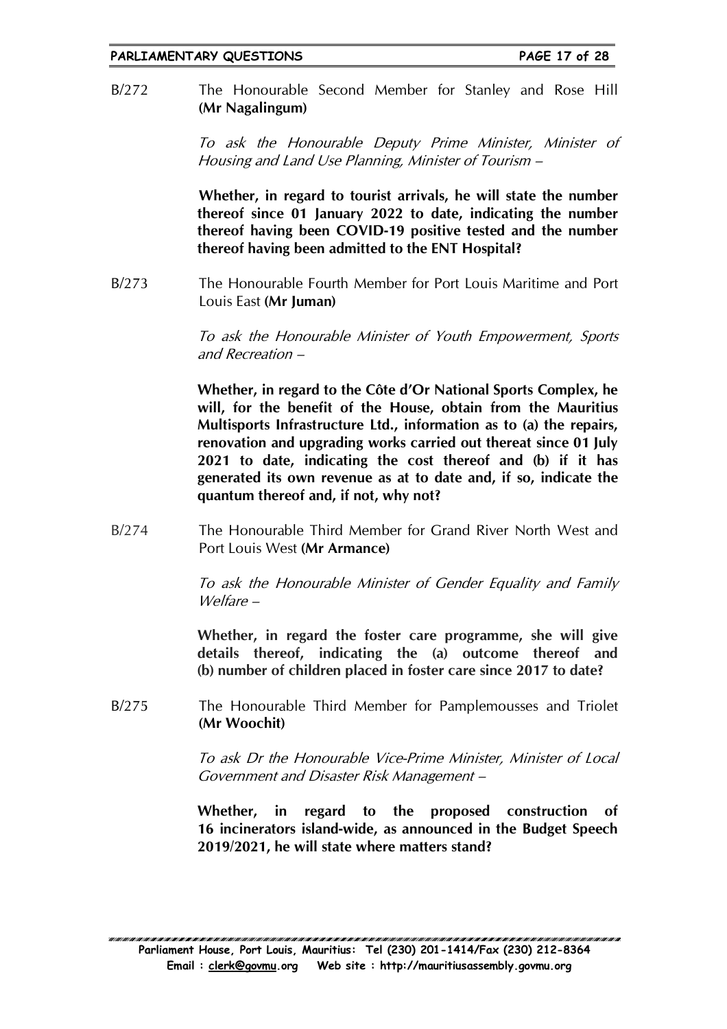B/272 The Honourable Second Member for Stanley and Rose Hill **(Mr Nagalingum)**

*To ask the Honourable Deputy Prime Minister, Minister of Housing and Land Use Planning, Minister of Tourism –*

**Whether, in regard to tourist arrivals, he will state the number thereof since 01 January 2022 to date, indicating the number thereof having been COVID-19 positive tested and the number thereof having been admitted to the ENT Hospital?**

B/273 The Honourable Fourth Member for Port Louis Maritime and Port Louis East **(Mr Juman)**

*To ask the Honourable Minister of Youth Empowerment, Sports and Recreation –*

**Whether, in regard to the Côte d'Or National Sports Complex, he will, for the benefit of the House, obtain from the Mauritius Multisports Infrastructure Ltd., information as to (a) the repairs, renovation and upgrading works carried out thereat since 01 July 2021 to date, indicating the cost thereof and (b) if it has generated its own revenue as at to date and, if so, indicate the quantum thereof and, if not, why not?**

B/274 The Honourable Third Member for Grand River North West and Port Louis West **(Mr Armance)**

*To ask the Honourable Minister of Gender Equality and Family Welfare –*

**Whether, in regard the foster care programme, she will give details thereof, indicating the (a) outcome thereof and (b) number of children placed in foster care since 2017 to date?**

B/275 The Honourable Third Member for Pamplemousses and Triolet **(Mr Woochit)**

*To ask Dr the Honourable Vice-Prime Minister, Minister of Local Government and Disaster Risk Management –*

**Whether, in regard to the proposed construction of 16 incinerators island-wide, as announced in the Budget Speech 2019/2021, he will state where matters stand?**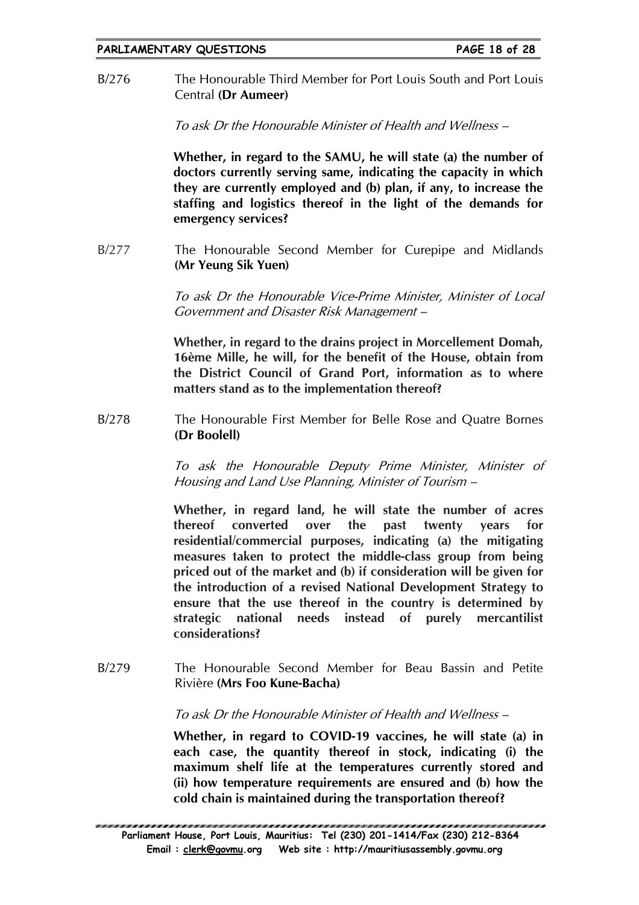B/276 The Honourable Third Member for Port Louis South and Port Louis Central **(Dr Aumeer)**

*To ask Dr the Honourable Minister of Health and Wellness –*

**Whether, in regard to the SAMU, he will state (a) the number of doctors currently serving same, indicating the capacity in which they are currently employed and (b) plan, if any, to increase the staffing and logistics thereof in the light of the demands for emergency services?**

B/277 The Honourable Second Member for Curepipe and Midlands **(Mr Yeung Sik Yuen)**

*To ask Dr the Honourable Vice-Prime Minister, Minister of Local Government and Disaster Risk Management –*

**Whether, in regard to the drains project in Morcellement Domah, 16ème Mille, he will, for the benefit of the House, obtain from the District Council of Grand Port, information as to where matters stand as to the implementation thereof?**

B/278 The Honourable First Member for Belle Rose and Quatre Bornes **(Dr Boolell)**

*To ask the Honourable Deputy Prime Minister, Minister of Housing and Land Use Planning, Minister of Tourism –*

**Whether, in regard land, he will state the number of acres thereof converted over the past twenty years for residential/commercial purposes, indicating (a) the mitigating measures taken to protect the middle-class group from being priced out of the market and (b) if consideration will be given for the introduction of a revised National Development Strategy to ensure that the use thereof in the country is determined by strategic national needs instead of purely mercantilist considerations?**

B/279 The Honourable Second Member for Beau Bassin and Petite Rivière **(Mrs Foo Kune-Bacha)**

*To ask Dr the Honourable Minister of Health and Wellness –*

**Whether, in regard to COVID-19 vaccines, he will state (a) in each case, the quantity thereof in stock, indicating (i) the maximum shelf life at the temperatures currently stored and (ii) how temperature requirements are ensured and (b) how the cold chain is maintained during the transportation thereof?**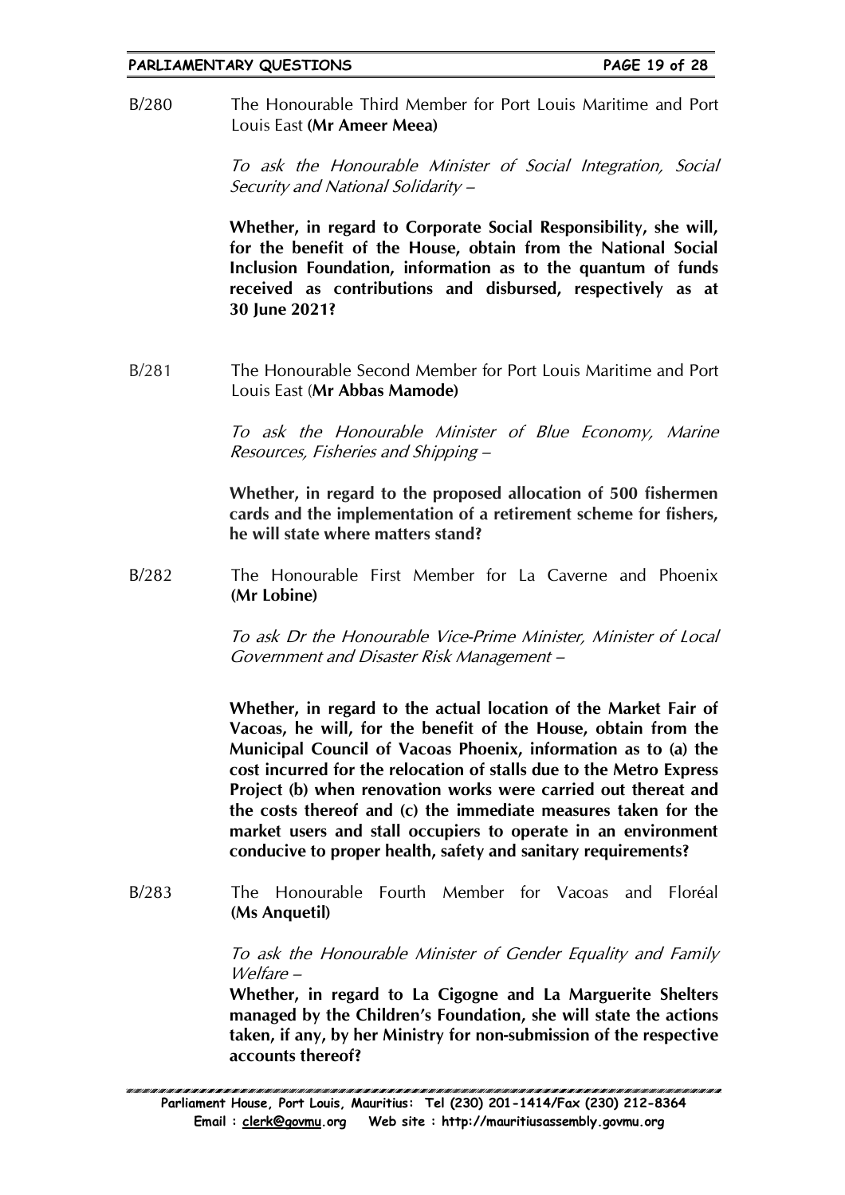B/280 The Honourable Third Member for Port Louis Maritime and Port Louis East **(Mr Ameer Meea)**

*To ask the Honourable Minister of Social Integration, Social Security and National Solidarity –*

**Whether, in regard to Corporate Social Responsibility, she will, for the benefit of the House, obtain from the National Social Inclusion Foundation, information as to the quantum of funds received as contributions and disbursed, respectively as at 30 June 2021?**

B/281 The Honourable Second Member for Port Louis Maritime and Port Louis East (**Mr Abbas Mamode)**

*To ask the Honourable Minister of Blue Economy, Marine Resources, Fisheries and Shipping –*

**Whether, in regard to the proposed allocation of 500 fishermen cards and the implementation of a retirement scheme for fishers, he will state where matters stand?**

B/282 The Honourable First Member for La Caverne and Phoenix **(Mr Lobine)**

*To ask Dr the Honourable Vice-Prime Minister, Minister of Local Government and Disaster Risk Management –*

**Whether, in regard to the actual location of the Market Fair of Vacoas, he will, for the benefit of the House, obtain from the Municipal Council of Vacoas Phoenix, information as to (a) the cost incurred for the relocation of stalls due to the Metro Express Project (b) when renovation works were carried out thereat and the costs thereof and (c) the immediate measures taken for the market users and stall occupiers to operate in an environment conducive to proper health, safety and sanitary requirements?**

B/283 The Honourable Fourth Member for Vacoas and Floréal **(Ms Anquetil)**

*To ask the Honourable Minister of Gender Equality and Family Welfare –*

**Whether, in regard to La Cigogne and La Marguerite Shelters managed by the Children's Foundation, she will state the actions taken, if any, by her Ministry for non-submission of the respective accounts thereof?**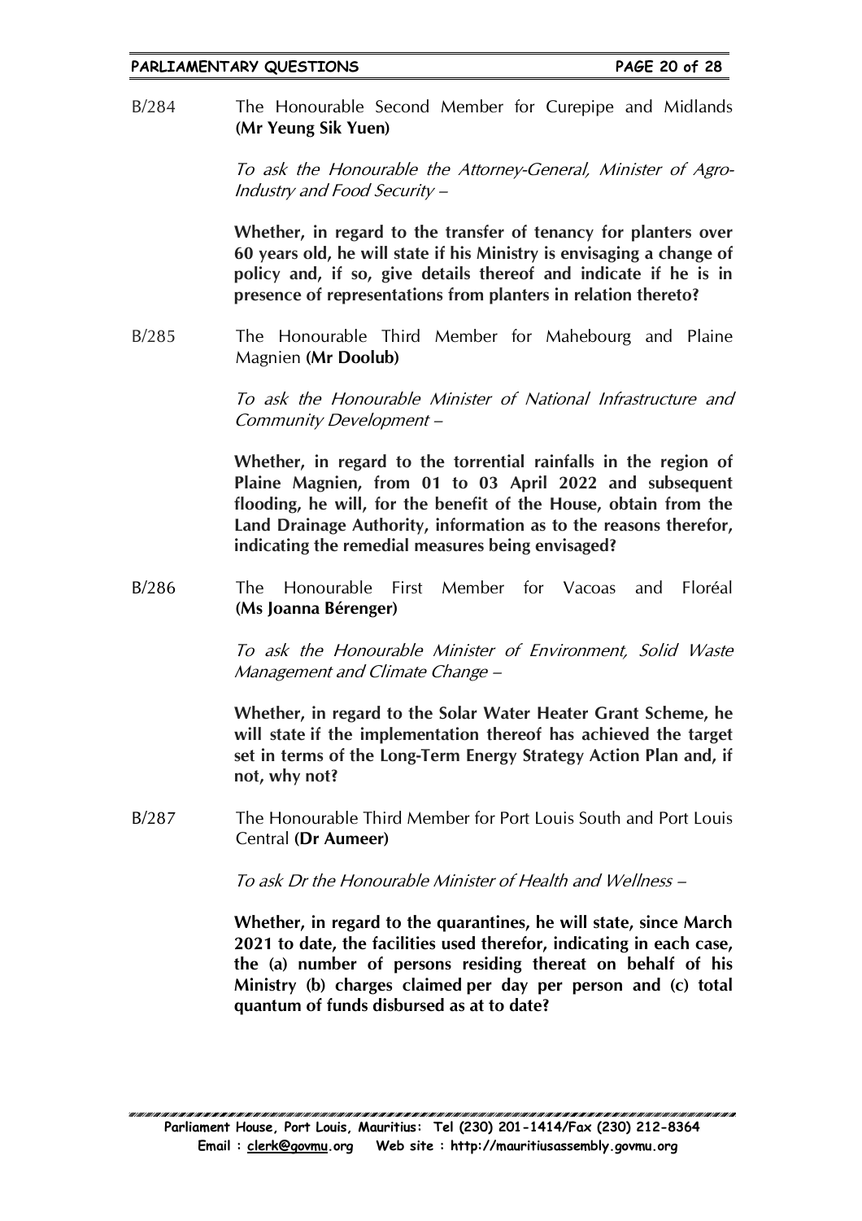B/284 The Honourable Second Member for Curepipe and Midlands **(Mr Yeung Sik Yuen)**

*To ask the Honourable the Attorney-General, Minister of Agro-Industry and Food Security –*

**Whether, in regard to the transfer of tenancy for planters over 60 years old, he will state if his Ministry is envisaging a change of policy and, if so, give details thereof and indicate if he is in presence of representations from planters in relation thereto?**

B/285 The Honourable Third Member for Mahebourg and Plaine Magnien **(Mr Doolub)**

*To ask the Honourable Minister of National Infrastructure and Community Development –*

**Whether, in regard to the torrential rainfalls in the region of Plaine Magnien, from 01 to 03 April 2022 and subsequent flooding, he will, for the benefit of the House, obtain from the Land Drainage Authority, information as to the reasons therefor, indicating the remedial measures being envisaged?**

B/286 The Honourable First Member for Vacoas and Floréal **(Ms Joanna Bérenger)**

*To ask the Honourable Minister of Environment, Solid Waste Management and Climate Change –*

**Whether, in regard to the Solar Water Heater Grant Scheme, he will state if the implementation thereof has achieved the target set in terms of the Long-Term Energy Strategy Action Plan and, if not, why not?**

B/287 The Honourable Third Member for Port Louis South and Port Louis Central **(Dr Aumeer)**

*To ask Dr the Honourable Minister of Health and Wellness –*

**Whether, in regard to the quarantines, he will state, since March 2021 to date, the facilities used therefor, indicating in each case, the (a) number of persons residing thereat on behalf of his Ministry (b) charges claimed per day per person and (c) total quantum of funds disbursed as at to date?**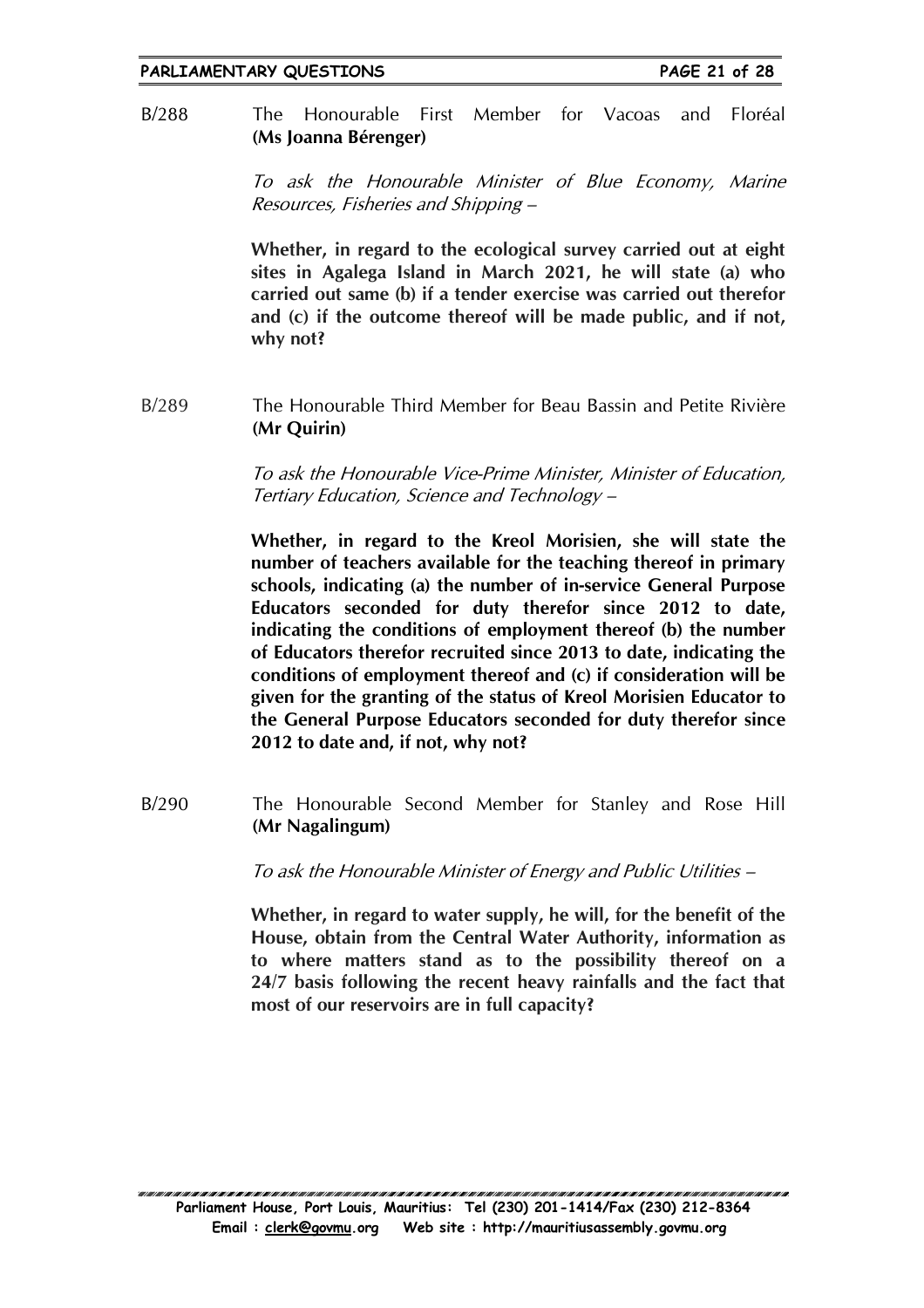B/288 The Honourable First Member for Vacoas and Floréal **(Ms Joanna Bérenger)**

*To ask the Honourable Minister of Blue Economy, Marine Resources, Fisheries and Shipping –*

**Whether, in regard to the ecological survey carried out at eight sites in Agalega Island in March 2021, he will state (a) who carried out same (b) if a tender exercise was carried out therefor and (c) if the outcome thereof will be made public, and if not, why not?**

B/289 The Honourable Third Member for Beau Bassin and Petite Rivière **(Mr Quirin)**

*To ask the Honourable Vice-Prime Minister, Minister of Education, Tertiary Education, Science and Technology –*

**Whether, in regard to the Kreol Morisien, she will state the number of teachers available for the teaching thereof in primary schools, indicating (a) the number of in-service General Purpose Educators seconded for duty therefor since 2012 to date, indicating the conditions of employment thereof (b) the number of Educators therefor recruited since 2013 to date, indicating the conditions of employment thereof and (c) if consideration will be given for the granting of the status of Kreol Morisien Educator to the General Purpose Educators seconded for duty therefor since 2012 to date and, if not, why not?**

B/290 The Honourable Second Member for Stanley and Rose Hill **(Mr Nagalingum)**

*To ask the Honourable Minister of Energy and Public Utilities –*

**Whether, in regard to water supply, he will, for the benefit of the House, obtain from the Central Water Authority, information as to where matters stand as to the possibility thereof on a 24/7 basis following the recent heavy rainfalls and the fact that most of our reservoirs are in full capacity?**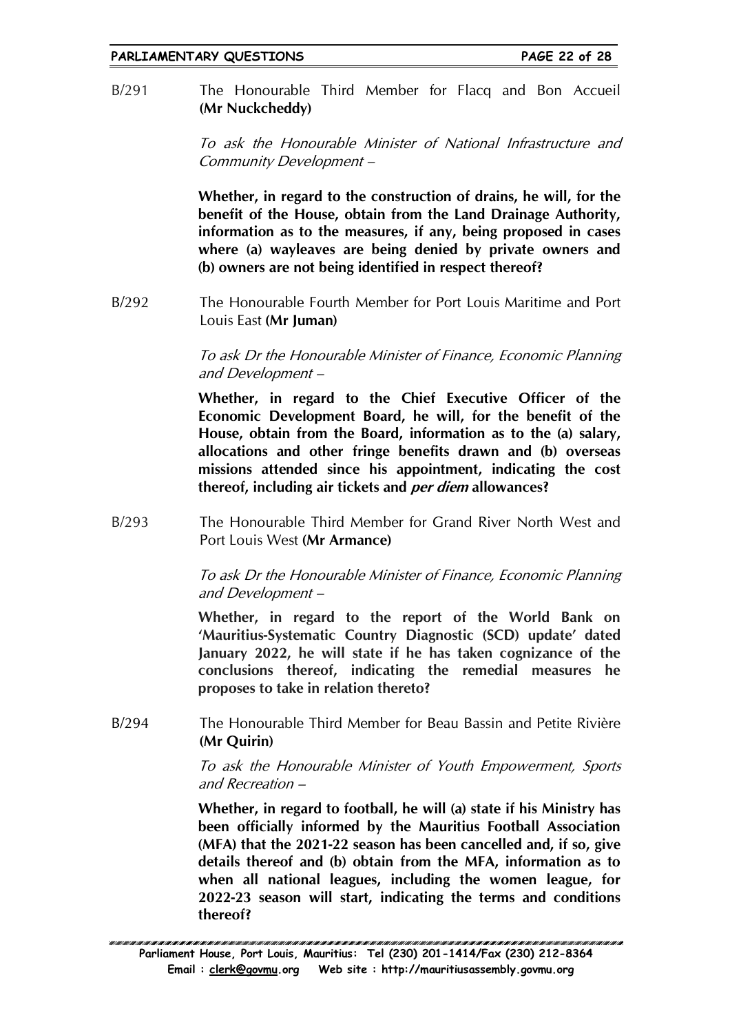B/291 The Honourable Third Member for Flacq and Bon Accueil **(Mr Nuckcheddy)**

*To ask the Honourable Minister of National Infrastructure and Community Development –*

**Whether, in regard to the construction of drains, he will, for the benefit of the House, obtain from the Land Drainage Authority, information as to the measures, if any, being proposed in cases where (a) wayleaves are being denied by private owners and (b) owners are not being identified in respect thereof?**

B/292 The Honourable Fourth Member for Port Louis Maritime and Port Louis East **(Mr Juman)**

*To ask Dr the Honourable Minister of Finance, Economic Planning and Development –*

**Whether, in regard to the Chief Executive Officer of the Economic Development Board, he will, for the benefit of the House, obtain from the Board, information as to the (a) salary, allocations and other fringe benefits drawn and (b) overseas missions attended since his appointment, indicating the cost thereof, including air tickets and *per diem* allowances?**

B/293 The Honourable Third Member for Grand River North West and Port Louis West **(Mr Armance)**

*To ask Dr the Honourable Minister of Finance, Economic Planning and Development –*

**Whether, in regard to the report of the World Bank on 'Mauritius-Systematic Country Diagnostic (SCD) update' dated January 2022, he will state if he has taken cognizance of the conclusions thereof, indicating the remedial measures he proposes to take in relation thereto?**

B/294 The Honourable Third Member for Beau Bassin and Petite Rivière **(Mr Quirin)**

*To ask the Honourable Minister of Youth Empowerment, Sports and Recreation –*

**Whether, in regard to football, he will (a) state if his Ministry has been officially informed by the Mauritius Football Association (MFA) that the 2021-22 season has been cancelled and, if so, give details thereof and (b) obtain from the MFA, information as to when all national leagues, including the women league, for 2022-23 season will start, indicating the terms and conditions thereof?**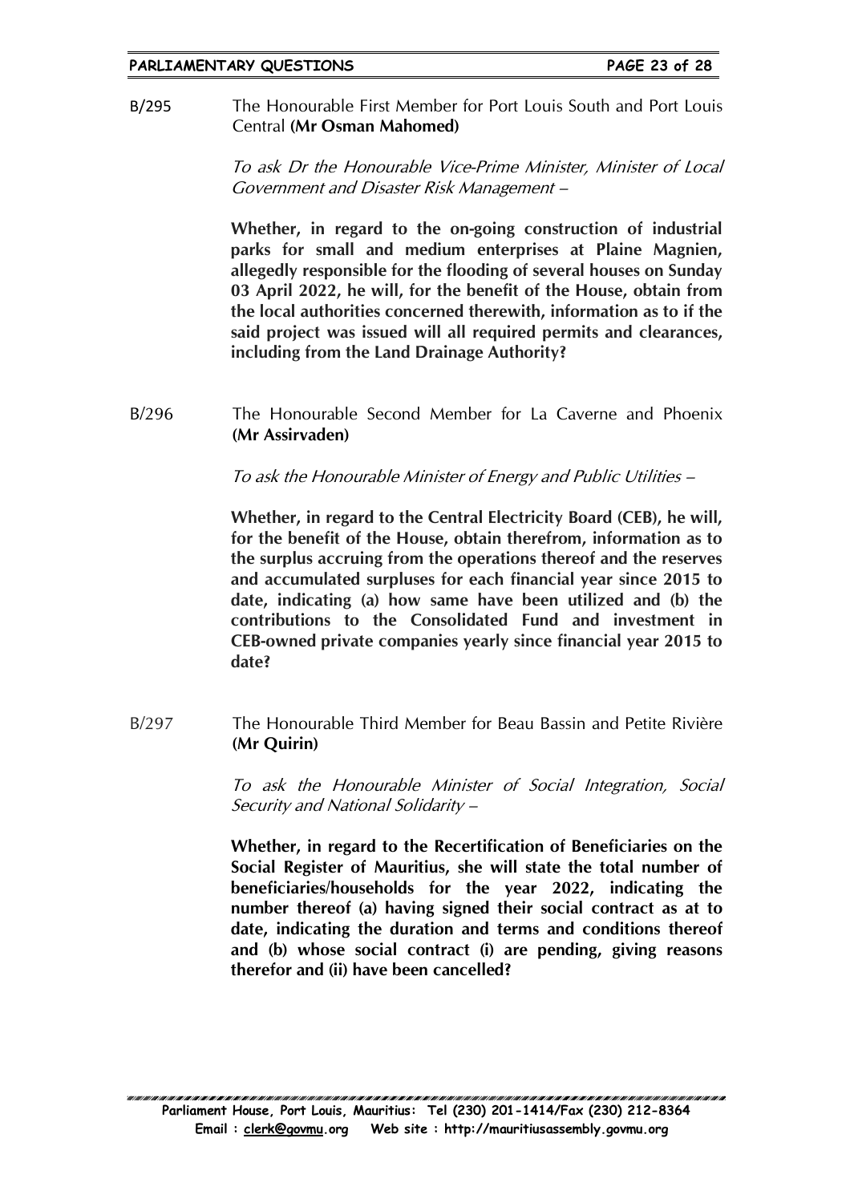B/295 The Honourable First Member for Port Louis South and Port Louis Central **(Mr Osman Mahomed)**

*To ask Dr the Honourable Vice-Prime Minister, Minister of Local Government and Disaster Risk Management –*

**Whether, in regard to the on-going construction of industrial parks for small and medium enterprises at Plaine Magnien, allegedly responsible for the flooding of several houses on Sunday 03 April 2022, he will, for the benefit of the House, obtain from the local authorities concerned therewith, information as to if the said project was issued will all required permits and clearances, including from the Land Drainage Authority?**

B/296 The Honourable Second Member for La Caverne and Phoenix **(Mr Assirvaden)**

*To ask the Honourable Minister of Energy and Public Utilities –*

**Whether, in regard to the Central Electricity Board (CEB), he will, for the benefit of the House, obtain therefrom, information as to the surplus accruing from the operations thereof and the reserves and accumulated surpluses for each financial year since 2015 to date, indicating (a) how same have been utilized and (b) the contributions to the Consolidated Fund and investment in CEB-owned private companies yearly since financial year 2015 to date?**

B/297 The Honourable Third Member for Beau Bassin and Petite Rivière **(Mr Quirin)**

*To ask the Honourable Minister of Social Integration, Social Security and National Solidarity –*

**Whether, in regard to the Recertification of Beneficiaries on the Social Register of Mauritius, she will state the total number of beneficiaries/households for the year 2022, indicating the number thereof (a) having signed their social contract as at to date, indicating the duration and terms and conditions thereof and (b) whose social contract (i) are pending, giving reasons therefor and (ii) have been cancelled?**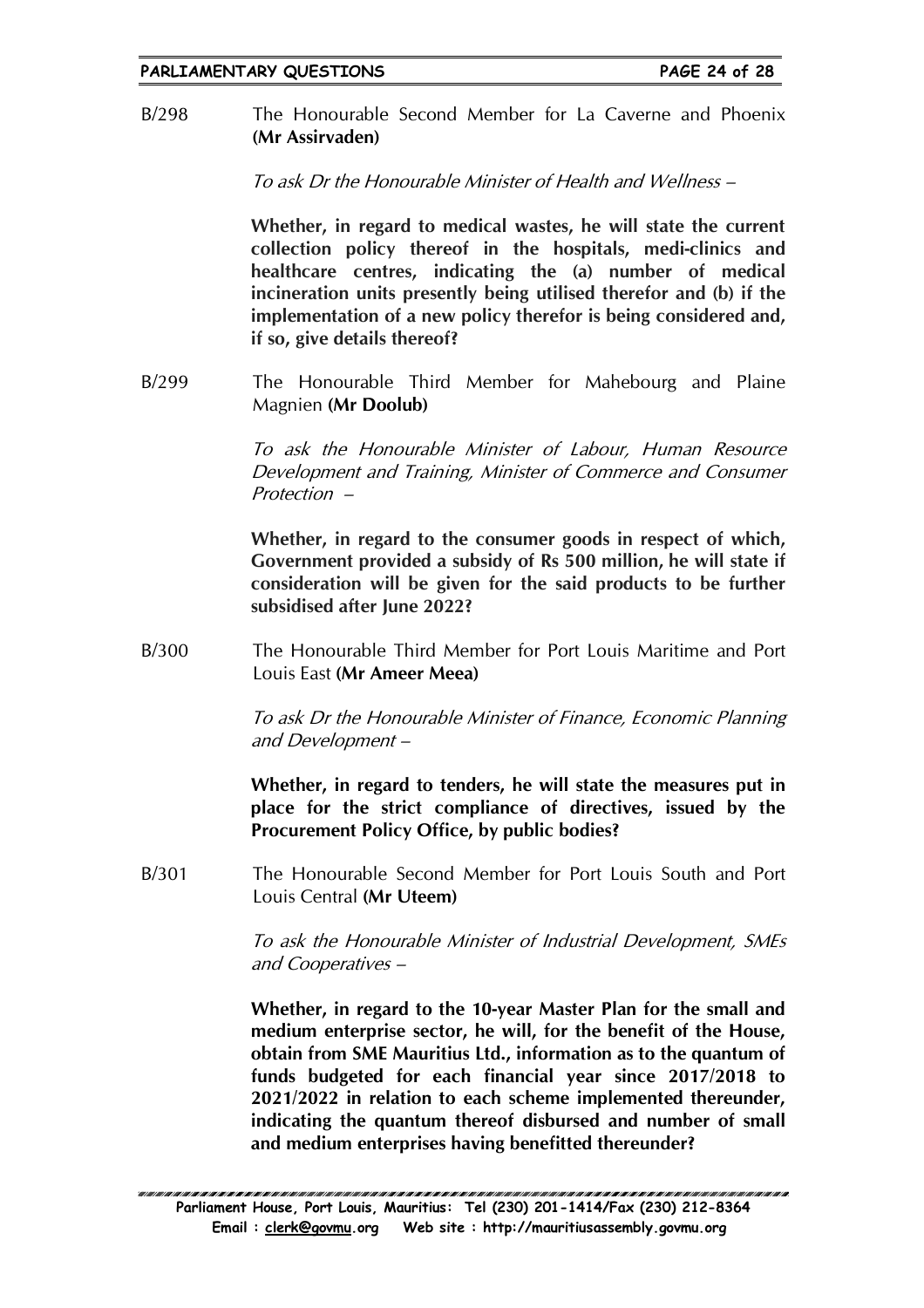B/298 The Honourable Second Member for La Caverne and Phoenix **(Mr Assirvaden)**

*To ask Dr the Honourable Minister of Health and Wellness –*

**Whether, in regard to medical wastes, he will state the current collection policy thereof in the hospitals, medi-clinics and healthcare centres, indicating the (a) number of medical incineration units presently being utilised therefor and (b) if the implementation of a new policy therefor is being considered and, if so, give details thereof?**

B/299 The Honourable Third Member for Mahebourg and Plaine Magnien **(Mr Doolub)**

*To ask the Honourable Minister of Labour, Human Resource Development and Training, Minister of Commerce and Consumer Protection –*

**Whether, in regard to the consumer goods in respect of which, Government provided a subsidy of Rs 500 million, he will state if consideration will be given for the said products to be further subsidised after June 2022?**

B/300 The Honourable Third Member for Port Louis Maritime and Port Louis East **(Mr Ameer Meea)**

*To ask Dr the Honourable Minister of Finance, Economic Planning and Development –*

**Whether, in regard to tenders, he will state the measures put in place for the strict compliance of directives, issued by the Procurement Policy Office, by public bodies?**

B/301 The Honourable Second Member for Port Louis South and Port Louis Central **(Mr Uteem)**

*To ask the Honourable Minister of Industrial Development, SMEs and Cooperatives –*

**Whether, in regard to the 10-year Master Plan for the small and medium enterprise sector, he will, for the benefit of the House, obtain from SME Mauritius Ltd., information as to the quantum of funds budgeted for each financial year since 2017/2018 to 2021/2022 in relation to each scheme implemented thereunder, indicating the quantum thereof disbursed and number of small and medium enterprises having benefitted thereunder?**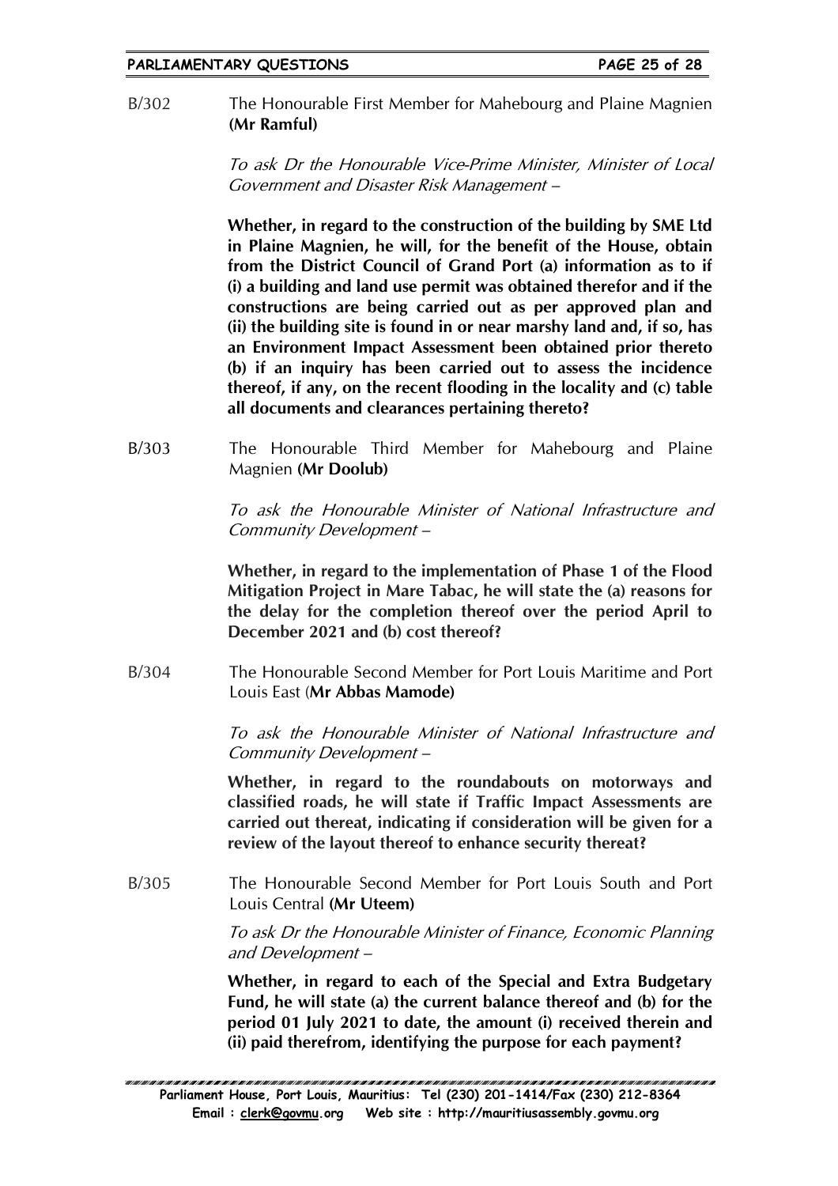B/302 The Honourable First Member for Mahebourg and Plaine Magnien **(Mr Ramful)**

*To ask Dr the Honourable Vice-Prime Minister, Minister of Local Government and Disaster Risk Management –*

**Whether, in regard to the construction of the building by SME Ltd in Plaine Magnien, he will, for the benefit of the House, obtain from the District Council of Grand Port (a) information as to if (i) a building and land use permit was obtained therefor and if the constructions are being carried out as per approved plan and (ii) the building site is found in or near marshy land and, if so, has an Environment Impact Assessment been obtained prior thereto (b) if an inquiry has been carried out to assess the incidence thereof, if any, on the recent flooding in the locality and (c) table all documents and clearances pertaining thereto?**

B/303 The Honourable Third Member for Mahebourg and Plaine Magnien **(Mr Doolub)**

*To ask the Honourable Minister of National Infrastructure and Community Development –*

**Whether, in regard to the implementation of Phase 1 of the Flood Mitigation Project in Mare Tabac, he will state the (a) reasons for the delay for the completion thereof over the period April to December 2021 and (b) cost thereof?**

B/304 The Honourable Second Member for Port Louis Maritime and Port Louis East (**Mr Abbas Mamode)**

*To ask the Honourable Minister of National Infrastructure and Community Development –*

**Whether, in regard to the roundabouts on motorways and classified roads, he will state if Traffic Impact Assessments are carried out thereat, indicating if consideration will be given for a review of the layout thereof to enhance security thereat?**

B/305 The Honourable Second Member for Port Louis South and Port Louis Central **(Mr Uteem)**

*To ask Dr the Honourable Minister of Finance, Economic Planning and Development –*

**Whether, in regard to each of the Special and Extra Budgetary Fund, he will state (a) the current balance thereof and (b) for the period 01 July 2021 to date, the amount (i) received therein and (ii) paid therefrom, identifying the purpose for each payment?**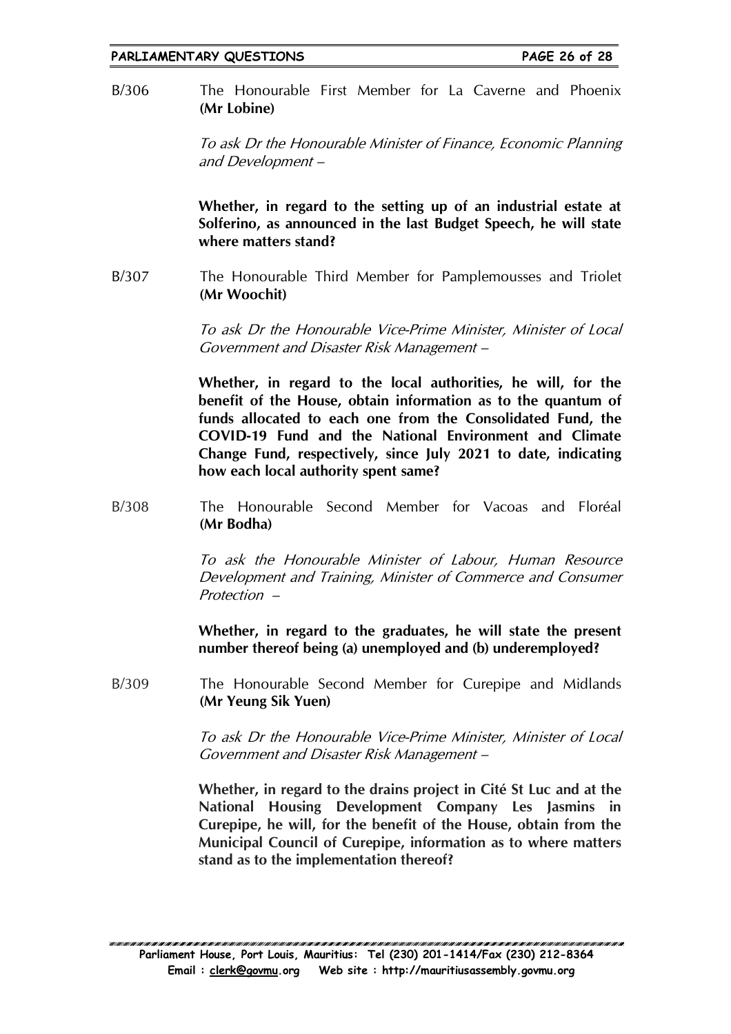B/306 The Honourable First Member for La Caverne and Phoenix **(Mr Lobine)**

*To ask Dr the Honourable Minister of Finance, Economic Planning and Development –*

**Whether, in regard to the setting up of an industrial estate at Solferino, as announced in the last Budget Speech, he will state where matters stand?**

B/307 The Honourable Third Member for Pamplemousses and Triolet **(Mr Woochit)**

*To ask Dr the Honourable Vice-Prime Minister, Minister of Local Government and Disaster Risk Management –*

**Whether, in regard to the local authorities, he will, for the benefit of the House, obtain information as to the quantum of funds allocated to each one from the Consolidated Fund, the COVID-19 Fund and the National Environment and Climate Change Fund, respectively, since July 2021 to date, indicating how each local authority spent same?**

B/308 The Honourable Second Member for Vacoas and Floréal **(Mr Bodha)**

*To ask the Honourable Minister of Labour, Human Resource Development and Training, Minister of Commerce and Consumer Protection –*

**Whether, in regard to the graduates, he will state the present number thereof being (a) unemployed and (b) underemployed?**

B/309 The Honourable Second Member for Curepipe and Midlands **(Mr Yeung Sik Yuen)**

*To ask Dr the Honourable Vice-Prime Minister, Minister of Local Government and Disaster Risk Management –*

**Whether, in regard to the drains project in Cité St Luc and at the National Housing Development Company Les Jasmins in Curepipe, he will, for the benefit of the House, obtain from the Municipal Council of Curepipe, information as to where matters stand as to the implementation thereof?**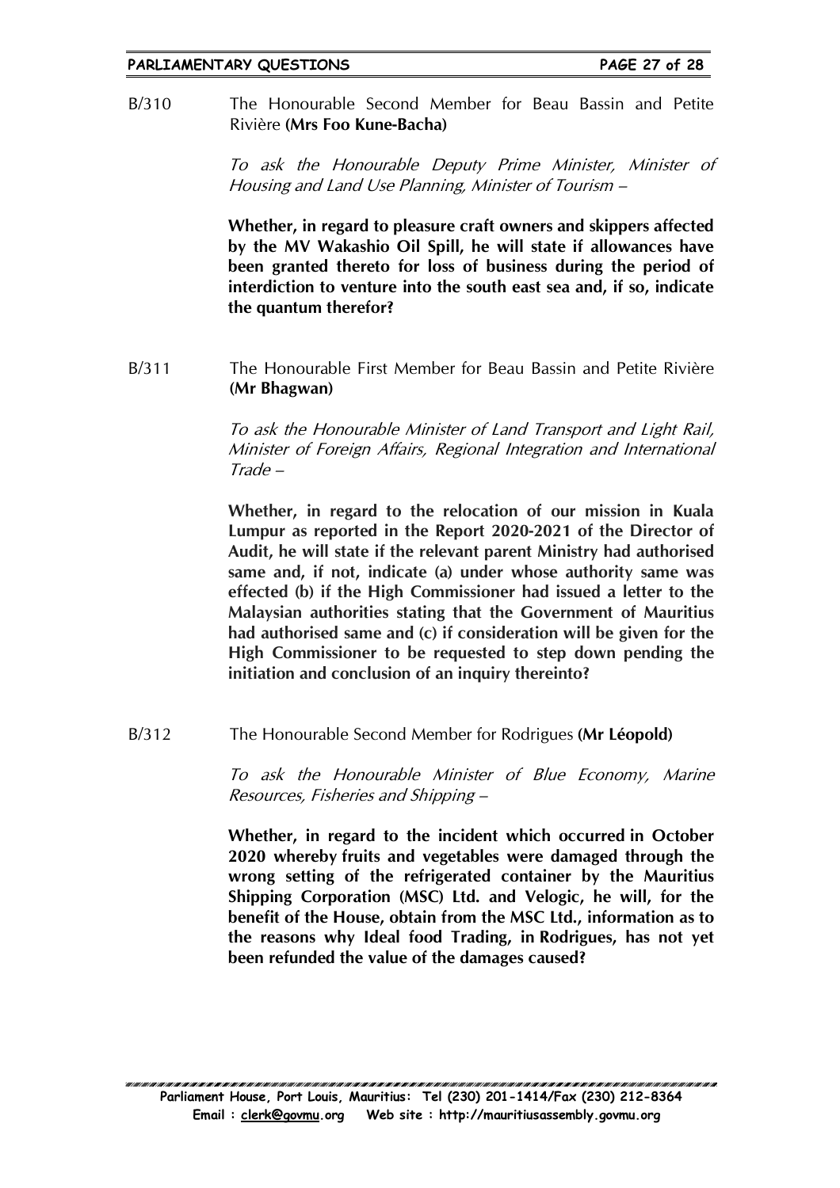B/310 The Honourable Second Member for Beau Bassin and Petite Rivière **(Mrs Foo Kune-Bacha)**

*To ask the Honourable Deputy Prime Minister, Minister of Housing and Land Use Planning, Minister of Tourism –*

**Whether, in regard to pleasure craft owners and skippers affected by the MV Wakashio Oil Spill, he will state if allowances have been granted thereto for loss of business during the period of interdiction to venture into the south east sea and, if so, indicate the quantum therefor?**

B/311 The Honourable First Member for Beau Bassin and Petite Rivière **(Mr Bhagwan)**

*To ask the Honourable Minister of Land Transport and Light Rail, Minister of Foreign Affairs, Regional Integration and International Trade –*

**Whether, in regard to the relocation of our mission in Kuala Lumpur as reported in the Report 2020-2021 of the Director of Audit, he will state if the relevant parent Ministry had authorised same and, if not, indicate (a) under whose authority same was effected (b) if the High Commissioner had issued a letter to the Malaysian authorities stating that the Government of Mauritius had authorised same and (c) if consideration will be given for the High Commissioner to be requested to step down pending the initiation and conclusion of an inquiry thereinto?**

B/312 The Honourable Second Member for Rodrigues **(Mr Léopold)**

*To ask the Honourable Minister of Blue Economy, Marine Resources, Fisheries and Shipping –*

**Whether, in regard to the incident which occurred in October 2020 whereby fruits and vegetables were damaged through the wrong setting of the refrigerated container by the Mauritius Shipping Corporation (MSC) Ltd. and Velogic, he will, for the benefit of the House, obtain from the MSC Ltd., information as to the reasons why Ideal food Trading, in Rodrigues, has not yet been refunded the value of the damages caused?**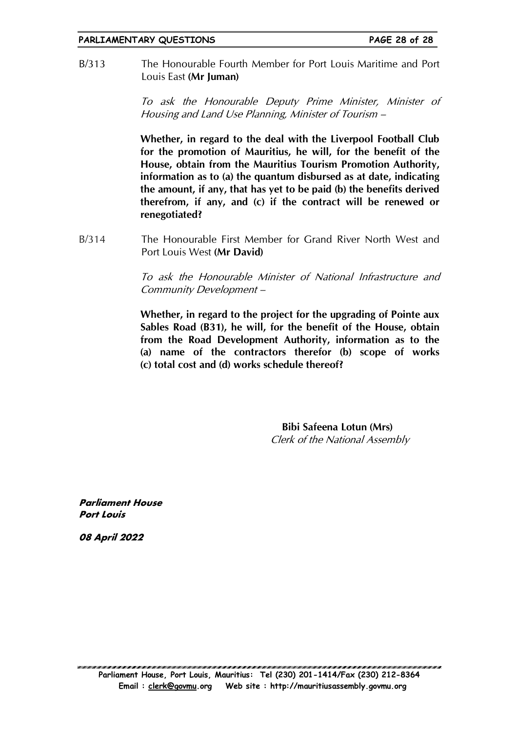B/313 The Honourable Fourth Member for Port Louis Maritime and Port Louis East **(Mr Juman)**

*To ask the Honourable Deputy Prime Minister, Minister of Housing and Land Use Planning, Minister of Tourism –*

**Whether, in regard to the deal with the Liverpool Football Club for the promotion of Mauritius, he will, for the benefit of the House, obtain from the Mauritius Tourism Promotion Authority, information as to (a) the quantum disbursed as at date, indicating the amount, if any, that has yet to be paid (b) the benefits derived therefrom, if any, and (c) if the contract will be renewed or renegotiated?**

B/314 The Honourable First Member for Grand River North West and Port Louis West **(Mr David)**

*To ask the Honourable Minister of National Infrastructure and Community Development –*

**Whether, in regard to the project for the upgrading of Pointe aux Sables Road (B31), he will, for the benefit of the House, obtain from the Road Development Authority, information as to the (a) name of the contractors therefor (b) scope of works (c) total cost and (d) works schedule thereof?**

**Bibi Safeena Lotun (Mrs)**
*Clerk of the National Assembly*

***Parliament House***
***Port Louis***

***08 April 2022***